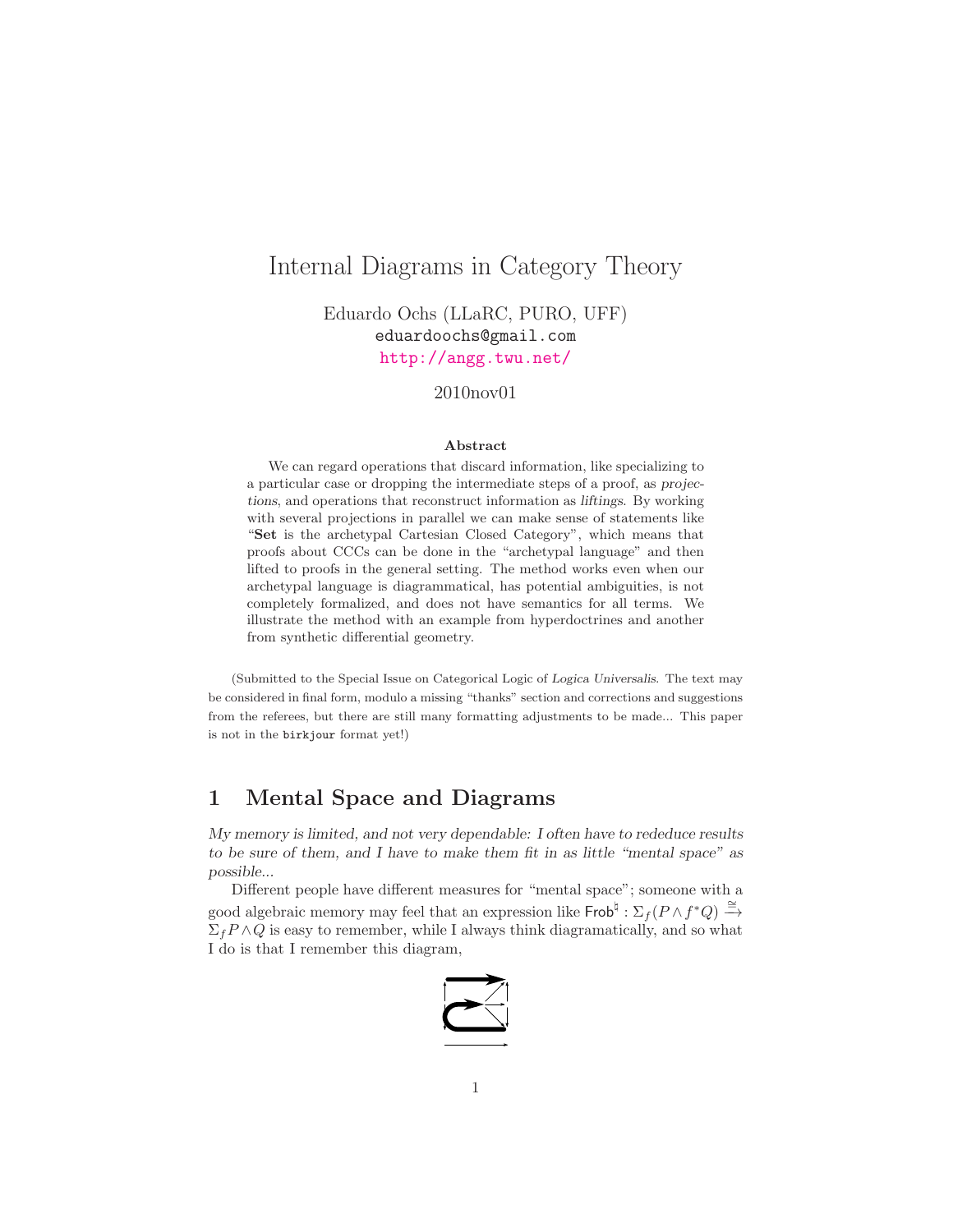# Internal Diagrams in Category Theory

Eduardo Ochs (LLaRC, PURO, UFF)
eduardoochs@gmail.com
http://angg.twu.net/

2010nov01

**Abstract**

We can regard operations that discard information, like specializing to a particular case or dropping the intermediate steps of a proof, as *projections*, and operations that reconstruct information as *liftings*. By working with several projections in parallel we can make sense of statements like "**Set** is the archetypal Cartesian Closed Category", which means that proofs about CCCs can be done in the "archetypal language" and then lifted to proofs in the general setting. The method works even when our archetypal language is diagrammatical, has potential ambiguities, is not completely formalized, and does not have semantics for all terms. We illustrate the method with an example from hyperdoctrines and another from synthetic differential geometry.

(Submitted to the Special Issue on Categorical Logic of *Logica Universalis*. The text may be considered in final form, modulo a missing "thanks" section and corrections and suggestions from the referees, but there are still many formatting adjustments to be made... This paper is not in the `birkjour` format yet!)

## 1 Mental Space and Diagrams

*My memory is limited, and not very dependable: I often have to rededuce results to be sure of them, and I have to make them fit in as little "mental space" as possible...*

Different people have different measures for "mental space"; someone with a good algebraic memory may feel that an expression like $\mathsf{Frob}^\natural : \Sigma_f(P \land f^*Q) \xrightarrow{\cong} \Sigma_f P \land Q$ is easy to remember, while I always think diagramatically, and so what I do is that I remember this diagram,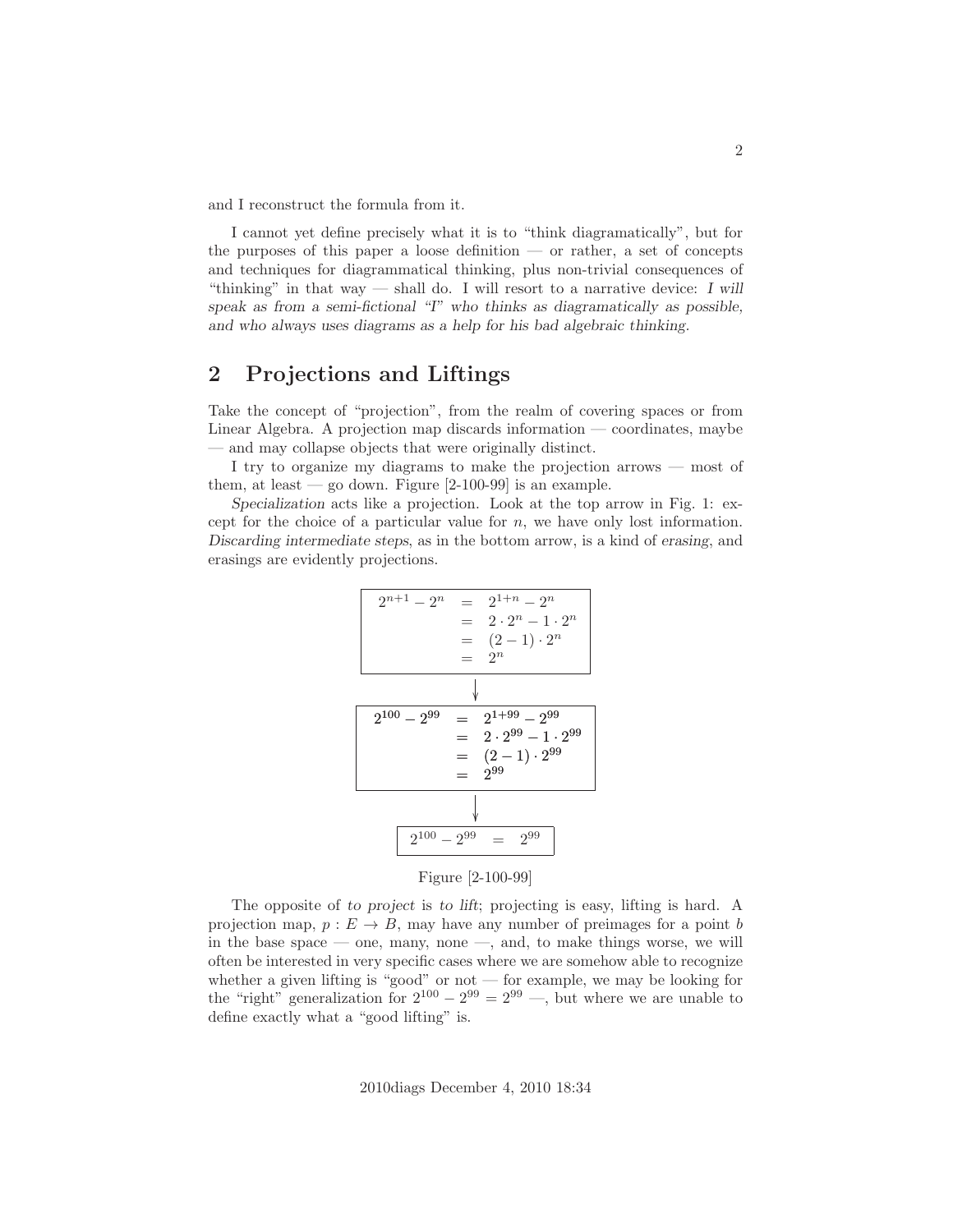and I reconstruct the formula from it.

I cannot yet define precisely what it is to "think diagramatically", but for the purposes of this paper a loose definition — or rather, a set of concepts and techniques for diagrammatical thinking, plus non-trivial consequences of "thinking" in that way — shall do. I will resort to a narrative device: *I will speak as from a semi-fictional "I" who thinks as diagramatically as possible, and who always uses diagrams as a help for his bad algebraic thinking.*

## 2 Projections and Liftings

Take the concept of "projection", from the realm of covering spaces or from Linear Algebra. A projection map discards information — coordinates, maybe — and may collapse objects that were originally distinct.

I try to organize my diagrams to make the projection arrows — most of them, at least — go down. Figure [2-100-99] is an example.

*Specialization* acts like a projection. Look at the top arrow in Fig. 1: except for the choice of a particular value for $n$, we have only lost information. *Discarding intermediate steps*, as in the bottom arrow, is a kind of *erasing*, and erasings are evidently projections.

$$\begin{array}{rcl} 2^{n+1} - 2^n & = & 2^{1+n} - 2^n \\ & = & 2 \cdot 2^n - 1 \cdot 2^n \\ & = & (2-1) \cdot 2^n \\ & = & 2^n \end{array}$$

$$\downarrow$$

$$\begin{array}{rcl} 2^{100} - 2^{99} & = & 2^{1+99} - 2^{99} \\ & = & 2 \cdot 2^{99} - 1 \cdot 2^{99} \\ & = & (2-1) \cdot 2^{99} \\ & = & 2^{99} \end{array}$$

$$\downarrow$$

$$2^{100} - 2^{99} \quad = \quad 2^{99}$$

Figure [2-100-99]

The opposite of *to project* is *to lift*; projecting is easy, lifting is hard. A projection map, $p : E \to B$, may have any number of preimages for a point $b$ in the base space — one, many, none —, and, to make things worse, we will often be interested in very specific cases where we are somehow able to recognize whether a given lifting is "good" or not — for example, we may be looking for the "right" generalization for $2^{100} - 2^{99} = 2^{99}$ —, but where we are unable to define exactly what a "good lifting" is.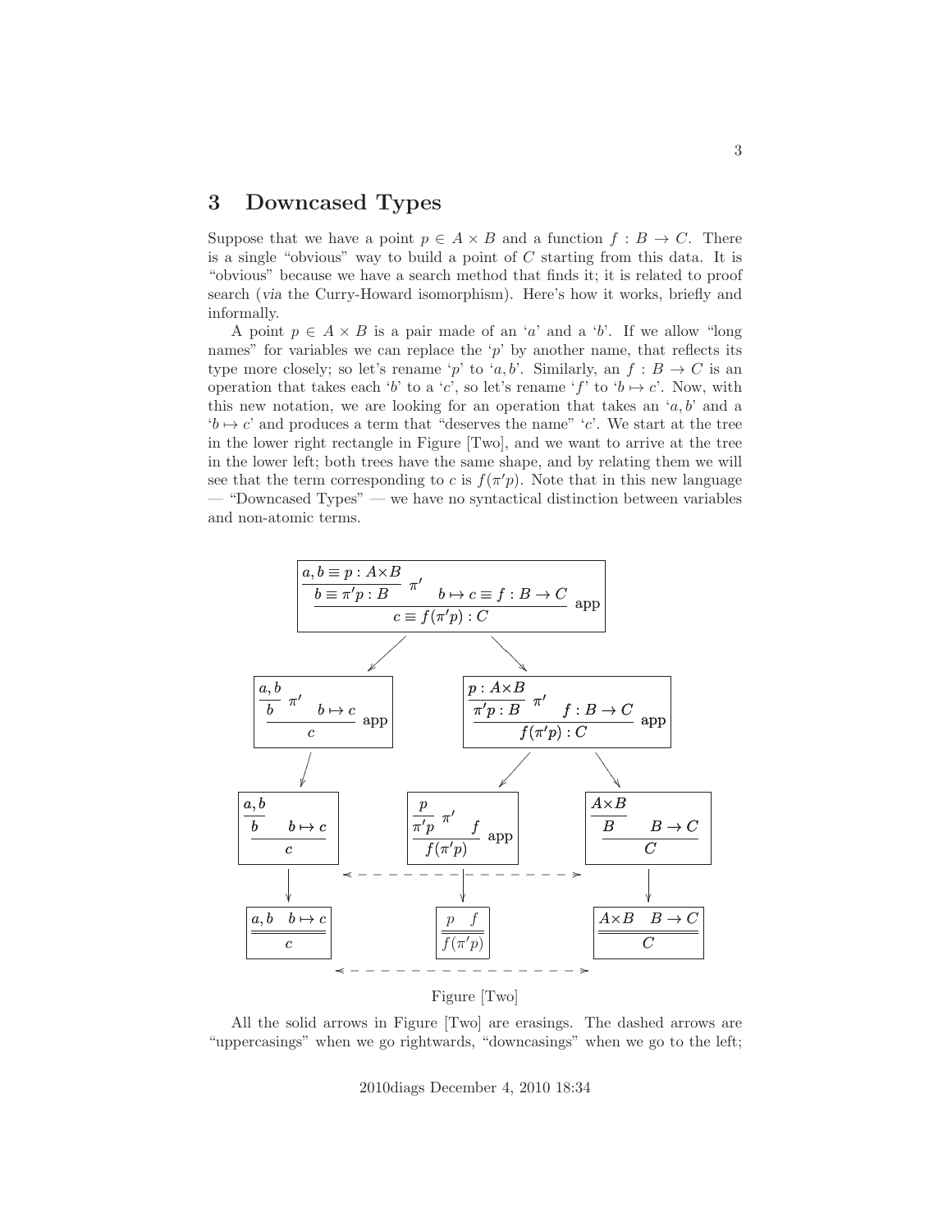## 3 Downcased Types

Suppose that we have a point $p \in A \times B$ and a function $f : B \to C$. There is a single "obvious" way to build a point of $C$ starting from this data. It is "obvious" because we have a search method that finds it; it is related to proof search (*via* the Curry-Howard isomorphism). Here's how it works, briefly and informally.

A point $p \in A \times B$ is a pair made of an '$a$' and a '$b$'. If we allow "long names" for variables we can replace the '$p$' by another name, that reflects its type more closely; so let's rename '$p$' to '$a, b$'. Similarly, an $f : B \to C$ is an operation that takes each '$b$' to a '$c$', so let's rename '$f$' to '$b \mapsto c$'. Now, with this new notation, we are looking for an operation that takes an '$a, b$' and a '$b \mapsto c$' and produces a term that "deserves the name" '$c$'. We start at the tree in the lower right rectangle in Figure [Two], and we want to arrive at the tree in the lower left; both trees have the same shape, and by relating them we will see that the term corresponding to $c$ is $f(\pi' p)$. Note that in this new language — "Downcased Types" — we have no syntactical distinction between variables and non-atomic terms.

$$
\dfrac{\dfrac{a, b \equiv p : A \times B}{b \equiv \pi' p : B}\,\pi' \qquad b \mapsto c \equiv f : B \to C}{c \equiv f(\pi' p) : C}\,\text{app}
$$

$$
\dfrac{\dfrac{a, b}{b}\,\pi' \qquad b \mapsto c}{c}\,\text{app}
\qquad\qquad
\dfrac{\dfrac{p : A \times B}{\pi' p : B}\,\pi' \qquad f : B \to C}{f(\pi' p) : C}\,\text{app}
$$

$$
\dfrac{\dfrac{a, b}{b} \qquad b \mapsto c}{c}
\qquad\qquad
\dfrac{\dfrac{p}{\pi' p}\,\pi' \qquad f}{f(\pi' p)}\,\text{app}
\qquad\qquad
\dfrac{\dfrac{A \times B}{B} \qquad B \to C}{C}
$$

$$
\dfrac{a, b \quad b \mapsto c}{c}
\qquad\qquad
\dfrac{p \quad f}{f(\pi' p)}
\qquad\qquad
\dfrac{A \times B \quad B \to C}{C}
$$

Figure [Two]

All the solid arrows in Figure [Two] are erasings. The dashed arrows are "uppercasings" when we go rightwards, "downcasings" when we go to the left;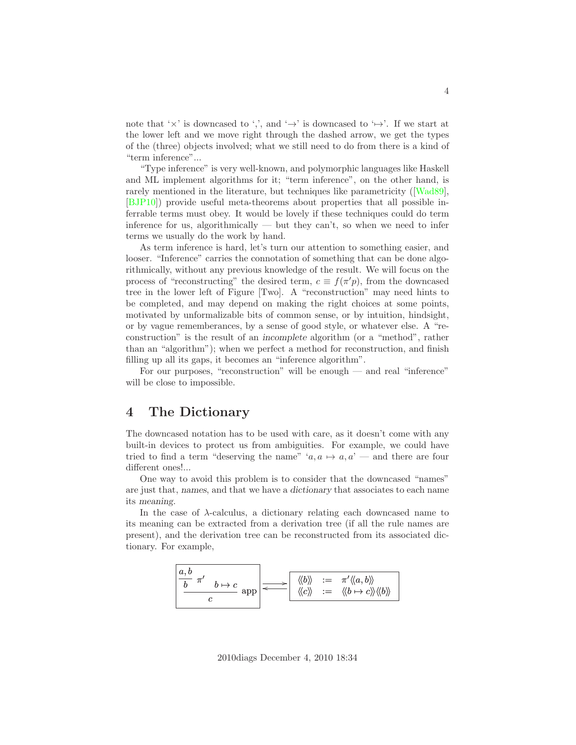note that '×' is downcased to ',', and '→' is downcased to '↦'. If we start at the lower left and we move right through the dashed arrow, we get the types of the (three) objects involved; what we still need to do from there is a kind of "term inference"...

"Type inference" is very well-known, and polymorphic languages like Haskell and ML implement algorithms for it; "term inference", on the other hand, is rarely mentioned in the literature, but techniques like parametricity ([Wad89], [BJP10]) provide useful meta-theorems about properties that all possible inferrable terms must obey. It would be lovely if these techniques could do term inference for us, algorithmically — but they can't, so when we need to infer terms we usually do the work by hand.

As term inference is hard, let's turn our attention to something easier, and looser. "Inference" carries the connotation of something that can be done algorithmically, without any previous knowledge of the result. We will focus on the process of "reconstructing" the desired term, $c \equiv f(\pi' p)$, from the downcased tree in the lower left of Figure [Two]. A "reconstruction" may need hints to be completed, and may depend on making the right choices at some points, motivated by unformalizable bits of common sense, or by intuition, hindsight, or by vague rememberances, by a sense of good style, or whatever else. A "reconstruction" is the result of an *incomplete* algorithm (or a "method", rather than an "algorithm"); when we perfect a method for reconstruction, and finish filling up all its gaps, it becomes an "inference algorithm".

For our purposes, "reconstruction" will be enough — and real "inference" will be close to impossible.

# 4 The Dictionary

The downcased notation has to be used with care, as it doesn't come with any built-in devices to protect us from ambiguities. For example, we could have tried to find a term "deserving the name" '$a, a \mapsto a, a$' — and there are four different ones!...

One way to avoid this problem is to consider that the downcased "names" are just that, *names*, and that we have a *dictionary* that associates to each name its *meaning*.

In the case of $\lambda$-calculus, a dictionary relating each downcased name to its meaning can be extracted from a derivation tree (if all the rule names are present), and the derivation tree can be reconstructed from its associated dictionary. For example,

$$\boxed{\dfrac{\dfrac{a,b}{b}\,\pi' \qquad b \mapsto c}{c}\,\text{app}} \quad \rightleftarrows \quad \boxed{\begin{array}{rcl} \langle\!\langle b \rangle\!\rangle & := & \pi' \langle\!\langle a,b \rangle\!\rangle \\ \langle\!\langle c \rangle\!\rangle & := & \langle\!\langle b \mapsto c \rangle\!\rangle \langle\!\langle b \rangle\!\rangle \end{array}}$$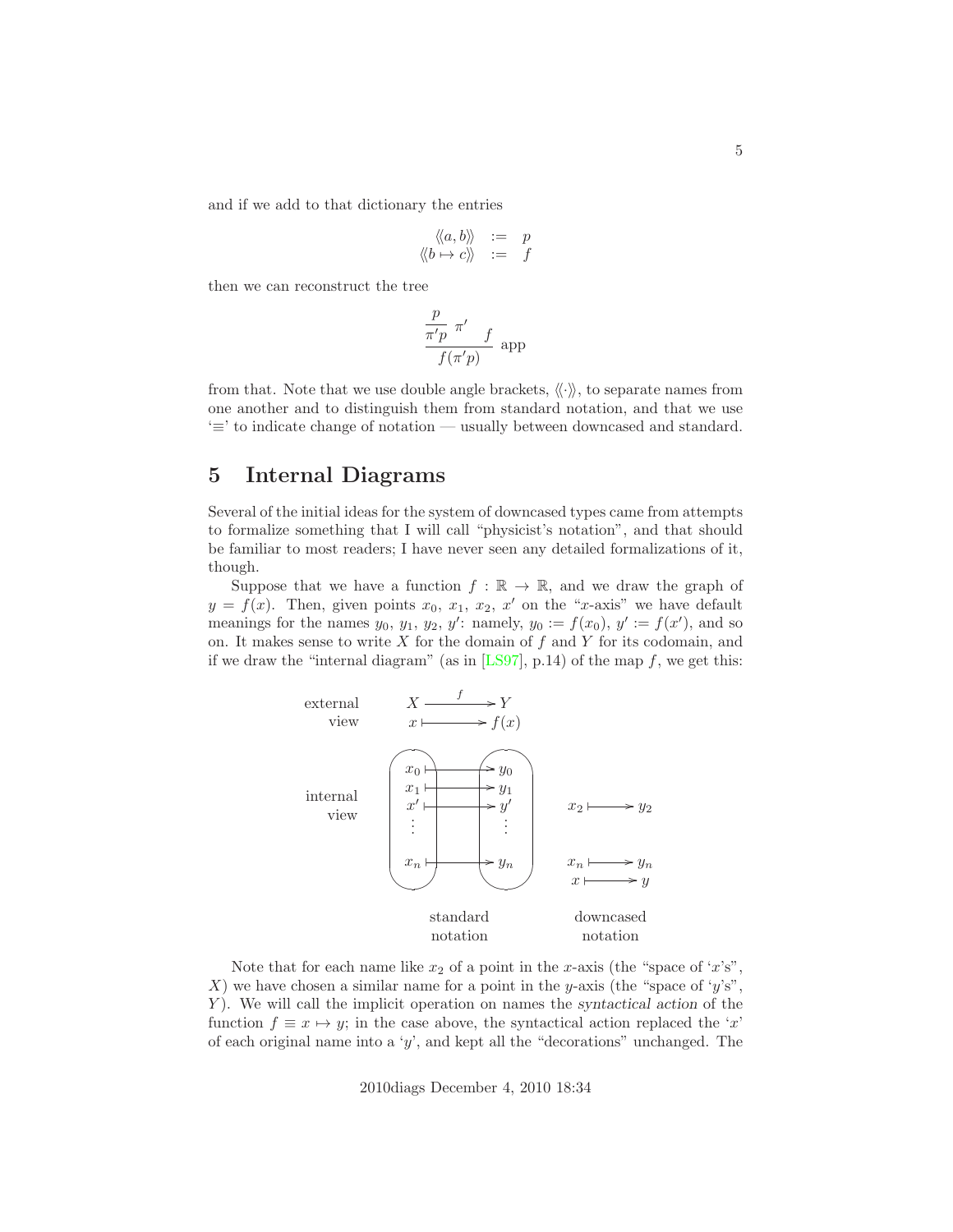and if we add to that dictionary the entries

$$\begin{array}{rcl} \langle\!\langle a, b \rangle\!\rangle & := & p \\ \langle\!\langle b \mapsto c \rangle\!\rangle & := & f \end{array}$$

then we can reconstruct the tree

$$\dfrac{\dfrac{p}{\pi' p}\;\pi' \qquad f}{f(\pi' p)}\;\text{app}$$

from that. Note that we use double angle brackets, $\langle\!\langle \cdot \rangle\!\rangle$, to separate names from one another and to distinguish them from standard notation, and that we use '$\equiv$' to indicate change of notation — usually between downcased and standard.

# 5 Internal Diagrams

Several of the initial ideas for the system of downcased types came from attempts to formalize something that I will call "physicist's notation", and that should be familiar to most readers; I have never seen any detailed formalizations of it, though.

Suppose that we have a function $f : \mathbb{R} \to \mathbb{R}$, and we draw the graph of $y = f(x)$. Then, given points $x_0$, $x_1$, $x_2$, $x'$ on the "$x$-axis" we have default meanings for the names $y_0$, $y_1$, $y_2$, $y'$: namely, $y_0 := f(x_0)$, $y' := f(x')$, and so on. It makes sense to write $X$ for the domain of $f$ and $Y$ for its codomain, and if we draw the "internal diagram" (as in [LS97], p.14) of the map $f$, we get this:

external view:

$$\begin{array}{ccc} X & \xrightarrow{\;f\;} & Y \\ x & \longmapsto & f(x) \end{array}$$

internal view:

| standard notation | downcased notation |
|---|---|
| $x_0 \mapsto y_0$ | |
| $x_1 \mapsto y_1$ | |
| $x' \mapsto y'$ | $x_2 \mapsto y_2$ |
| $\vdots \qquad \vdots$ | |
| $x_n \mapsto y_n$ | $x_n \mapsto y_n$ |
| | $x \mapsto y$ |

Note that for each name like $x_2$ of a point in the $x$-axis (the "space of '$x$'s", $X$) we have chosen a similar name for a point in the $y$-axis (the "space of '$y$'s", $Y$). We will call the implicit operation on names the *syntactical action* of the function $f \equiv x \mapsto y$; in the case above, the syntactical action replaced the '$x$' of each original name into a '$y$', and kept all the "decorations" unchanged. The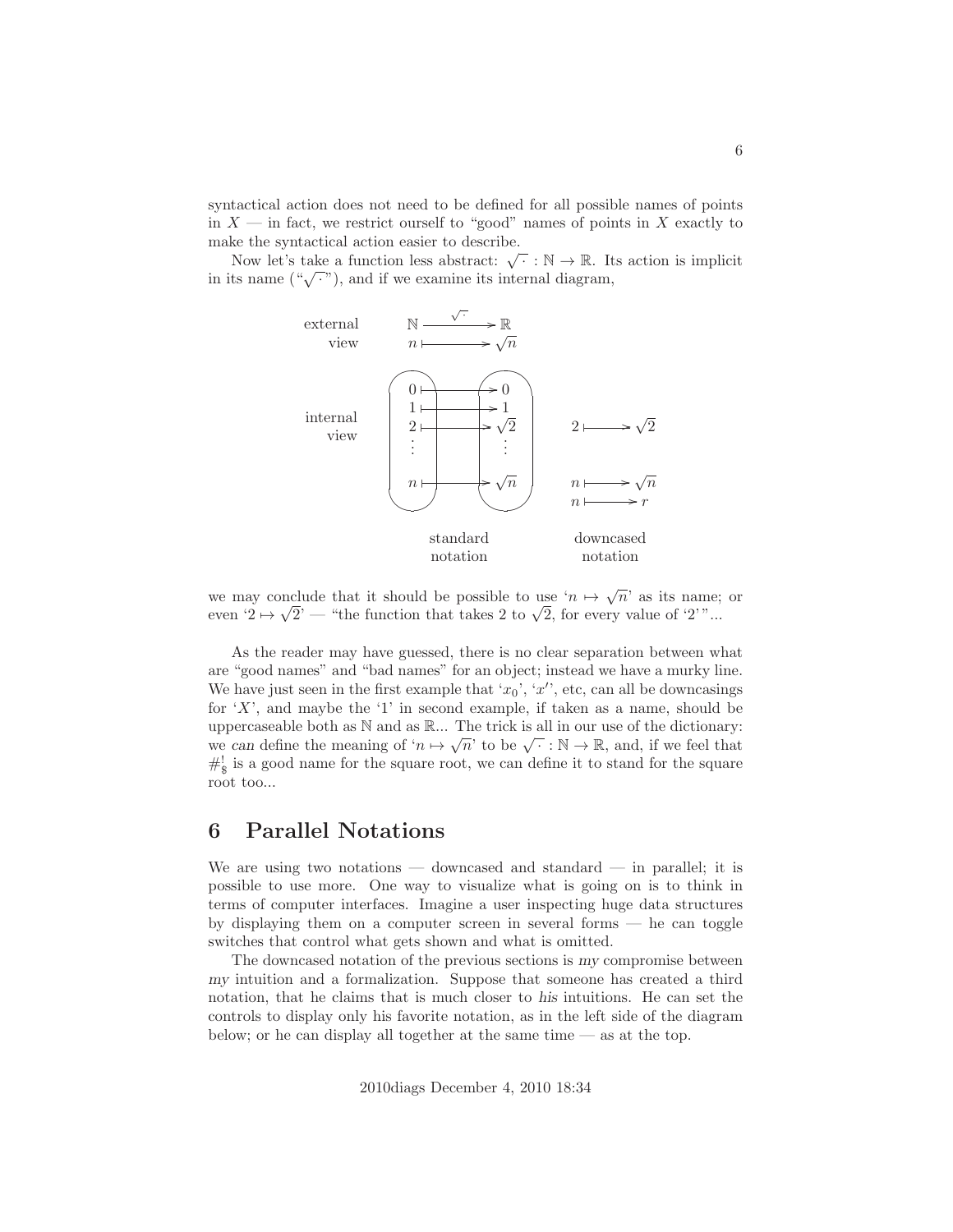syntactical action does not need to be defined for all possible names of points in $X$ — in fact, we restrict ourself to "good" names of points in $X$ exactly to make the syntactical action easier to describe.

Now let's take a function less abstract: $\sqrt{\cdot} : \mathbb{N} \to \mathbb{R}$. Its action is implicit in its name ("$\sqrt{\cdot}$"), and if we examine its internal diagram,

external view: $\mathbb{N} \xrightarrow{\sqrt{\cdot}} \mathbb{R}$, $n \mapsto \sqrt{n}$

internal view:

| standard notation | downcased notation |
|---|---|
| $0 \mapsto 0$ | |
| $1 \mapsto 1$ | |
| $2 \mapsto \sqrt{2}$ | $2 \mapsto \sqrt{2}$ |
| $\vdots$ | |
| $n \mapsto \sqrt{n}$ | $n \mapsto \sqrt{n}$ |
| | $n \mapsto r$ |

we may conclude that it should be possible to use '$n \mapsto \sqrt{n}$' as its name; or even '$2 \mapsto \sqrt{2}$' — "the function that takes 2 to $\sqrt{2}$, for every value of '2'"...

As the reader may have guessed, there is no clear separation between what are "good names" and "bad names" for an object; instead we have a murky line. We have just seen in the first example that '$x_0$', '$x'$', etc, can all be downcasings for '$X$', and maybe the '1' in second example, if taken as a name, should be uppercaseable both as $\mathbb{N}$ and as $\mathbb{R}$... The trick is all in our use of the dictionary: we *can* define the meaning of '$n \mapsto \sqrt{n}$' to be $\sqrt{\cdot} : \mathbb{N} \to \mathbb{R}$, and, if we feel that $\#^!_\$$ is a good name for the square root, we can define it to stand for the square root too...

## 6 Parallel Notations

We are using two notations — downcased and standard — in parallel; it is possible to use more. One way to visualize what is going on is to think in terms of computer interfaces. Imagine a user inspecting huge data structures by displaying them on a computer screen in several forms — he can toggle switches that control what gets shown and what is omitted.

The downcased notation of the previous sections is *my* compromise between *my* intuition and a formalization. Suppose that someone has created a third notation, that he claims that is much closer to *his* intuitions. He can set the controls to display only his favorite notation, as in the left side of the diagram below; or he can display all together at the same time — as at the top.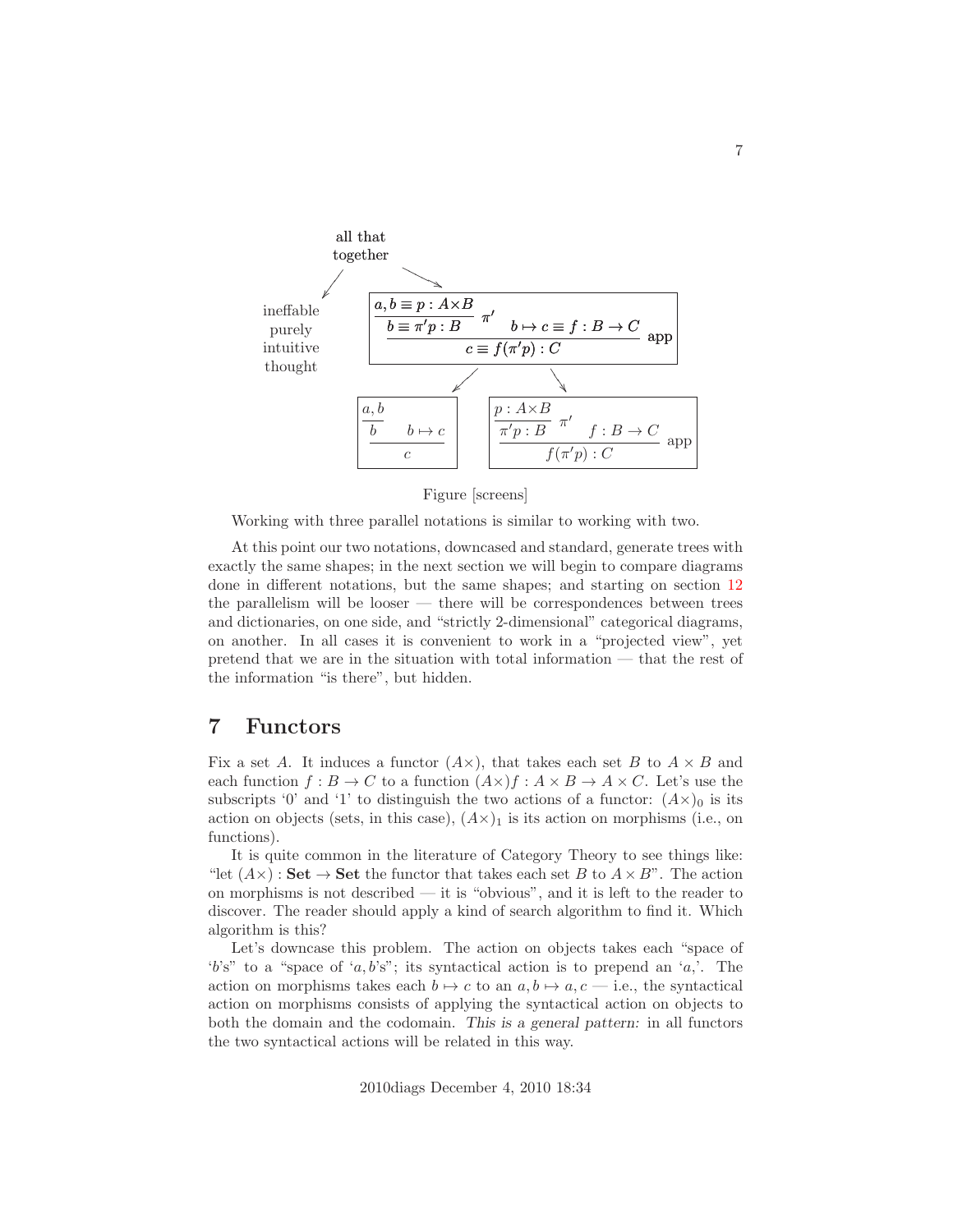all that together

ineffable purely intuitive thought

$$\dfrac{\dfrac{a,b \equiv p : A{\times}B}{b \equiv \pi' p : B}\pi' \qquad b \mapsto c \equiv f : B \to C}{c \equiv f(\pi' p) : C}\text{app}$$

$$\dfrac{\dfrac{a,b}{b} \qquad b \mapsto c}{c} \qquad\qquad \dfrac{\dfrac{p : A{\times}B}{\pi' p : B}\pi' \qquad f : B \to C}{f(\pi' p) : C}\text{app}$$

Figure [screens]

Working with three parallel notations is similar to working with two.

At this point our two notations, downcased and standard, generate trees with exactly the same shapes; in the next section we will begin to compare diagrams done in different notations, but the same shapes; and starting on section 12 the parallelism will be looser — there will be correspondences between trees and dictionaries, on one side, and "strictly 2-dimensional" categorical diagrams, on another. In all cases it is convenient to work in a "projected view", yet pretend that we are in the situation with total information — that the rest of the information "is there", but hidden.

## 7 Functors

Fix a set $A$. It induces a functor $(A\times)$, that takes each set $B$ to $A \times B$ and each function $f : B \to C$ to a function $(A\times)f : A \times B \to A \times C$. Let's use the subscripts '0' and '1' to distinguish the two actions of a functor: $(A\times)_0$ is its action on objects (sets, in this case), $(A\times)_1$ is its action on morphisms (i.e., on functions).

It is quite common in the literature of Category Theory to see things like: "let $(A\times) : \mathbf{Set} \to \mathbf{Set}$ the functor that takes each set $B$ to $A \times B$". The action on morphisms is not described — it is "obvious", and it is left to the reader to discover. The reader should apply a kind of search algorithm to find it. Which algorithm is this?

Let's downcase this problem. The action on objects takes each "space of '$b$'s" to a "space of '$a,b$'s"; its syntactical action is to prepend an '$a$,'. The action on morphisms takes each $b \mapsto c$ to an $a, b \mapsto a, c$ — i.e., the syntactical action on morphisms consists of applying the syntactical action on objects to both the domain and the codomain. *This is a general pattern:* in all functors the two syntactical actions will be related in this way.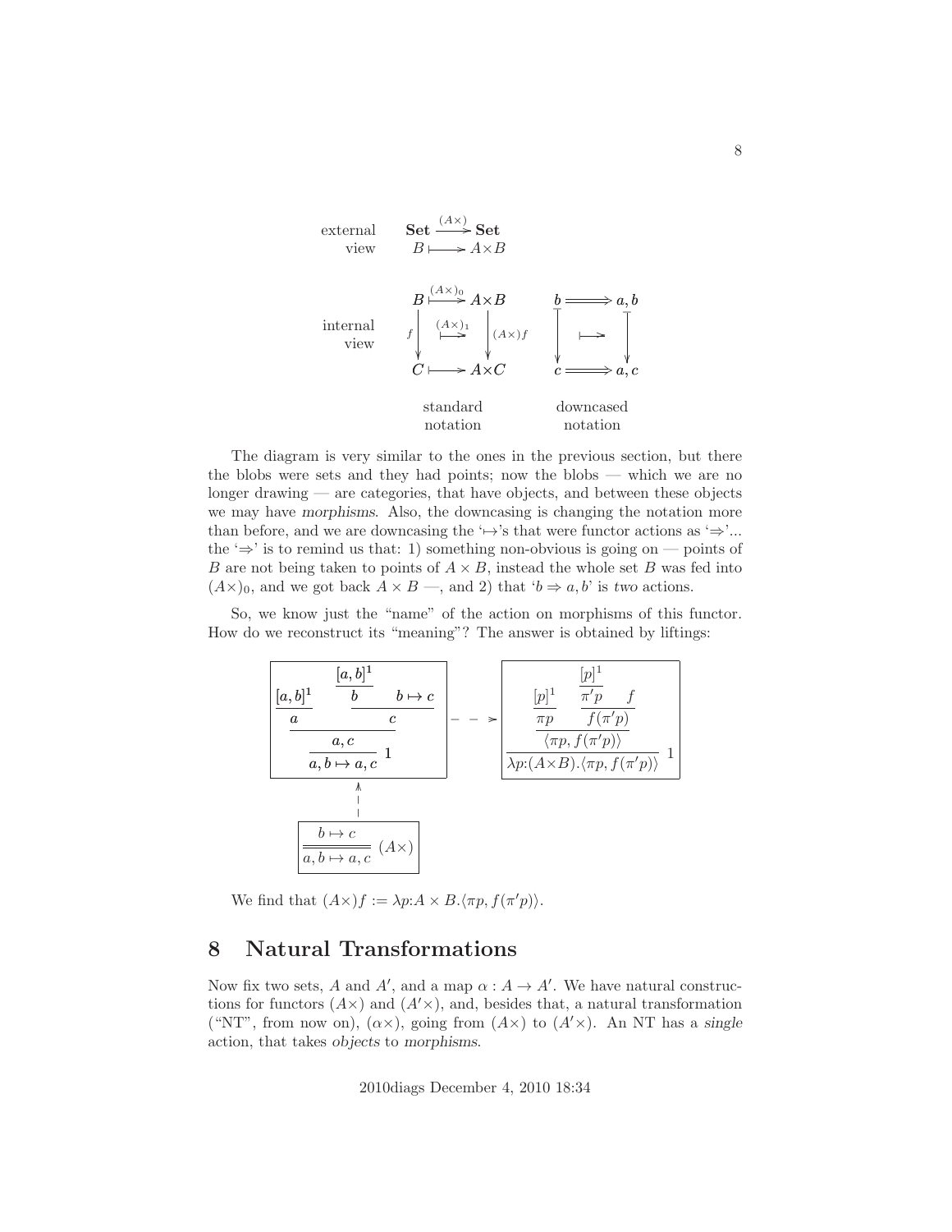$$
\begin{array}{rl}
\text{external view} & \mathbf{Set} \xrightarrow{(A\times)} \mathbf{Set} \\
& B \longmapsto A\times B
\end{array}
$$

$$
\text{internal view} \quad
\begin{array}{ccc}
B & \overset{(A\times)_0}{\longmapsto} & A\times B \\
{\scriptstyle f}\downarrow & \overset{(A\times)_1}{\longmapsto} & \downarrow{\scriptstyle (A\times)f} \\
C & \longmapsto & A\times C
\end{array}
\qquad
\begin{array}{ccc}
b & \Longrightarrow & a,b \\
\downarrow & \longmapsto & \downarrow \\
c & \Longrightarrow & a,c
\end{array}
$$

standard notation — downcased notation

The diagram is very similar to the ones in the previous section, but there the blobs were sets and they had points; now the blobs — which we are no longer drawing — are categories, that have objects, and between these objects we may have *morphisms*. Also, the downcasing is changing the notation more than before, and we are downcasing the '$\mapsto$'s that were functor actions as '$\Rightarrow$'... the '$\Rightarrow$' is to remind us that: 1) something non-obvious is going on — points of $B$ are not being taken to points of $A \times B$, instead the whole set $B$ was fed into $(A\times)_0$, and we got back $A \times B$ —, and 2) that '$b \Rightarrow a, b$' is *two* actions.

So, we know just the "name" of the action on morphisms of this functor. How do we reconstruct its "meaning"? The answer is obtained by liftings:

$$
\boxed{\dfrac{b \mapsto c}{\overline{\overline{a, b \mapsto a, c}}}\ (A\times)}
\dashrightarrow
\boxed{\dfrac{\dfrac{\dfrac{[a,b]^1}{a} \qquad \dfrac{\dfrac{[a,b]^1}{b} \quad b \mapsto c}{c}}{a, c}}{a, b \mapsto a, c}\ 1}
\dashrightarrow
\boxed{\dfrac{\dfrac{\dfrac{[p]^1}{\pi p} \qquad \dfrac{\dfrac{[p]^1}{\pi' p} \quad f}{f(\pi' p)}}{\langle \pi p, f(\pi' p)\rangle}}{\lambda p{:}(A\times B).\langle \pi p, f(\pi' p)\rangle}\ 1}
$$

We find that $(A\times)f := \lambda p{:}A \times B.\langle \pi p, f(\pi' p)\rangle$.

## 8 Natural Transformations

Now fix two sets, $A$ and $A'$, and a map $\alpha : A \to A'$. We have natural constructions for functors $(A\times)$ and $(A'\times)$, and, besides that, a natural transformation ("NT", from now on), $(\alpha\times)$, going from $(A\times)$ to $(A'\times)$. An NT has a *single* action, that takes *objects* to *morphisms*.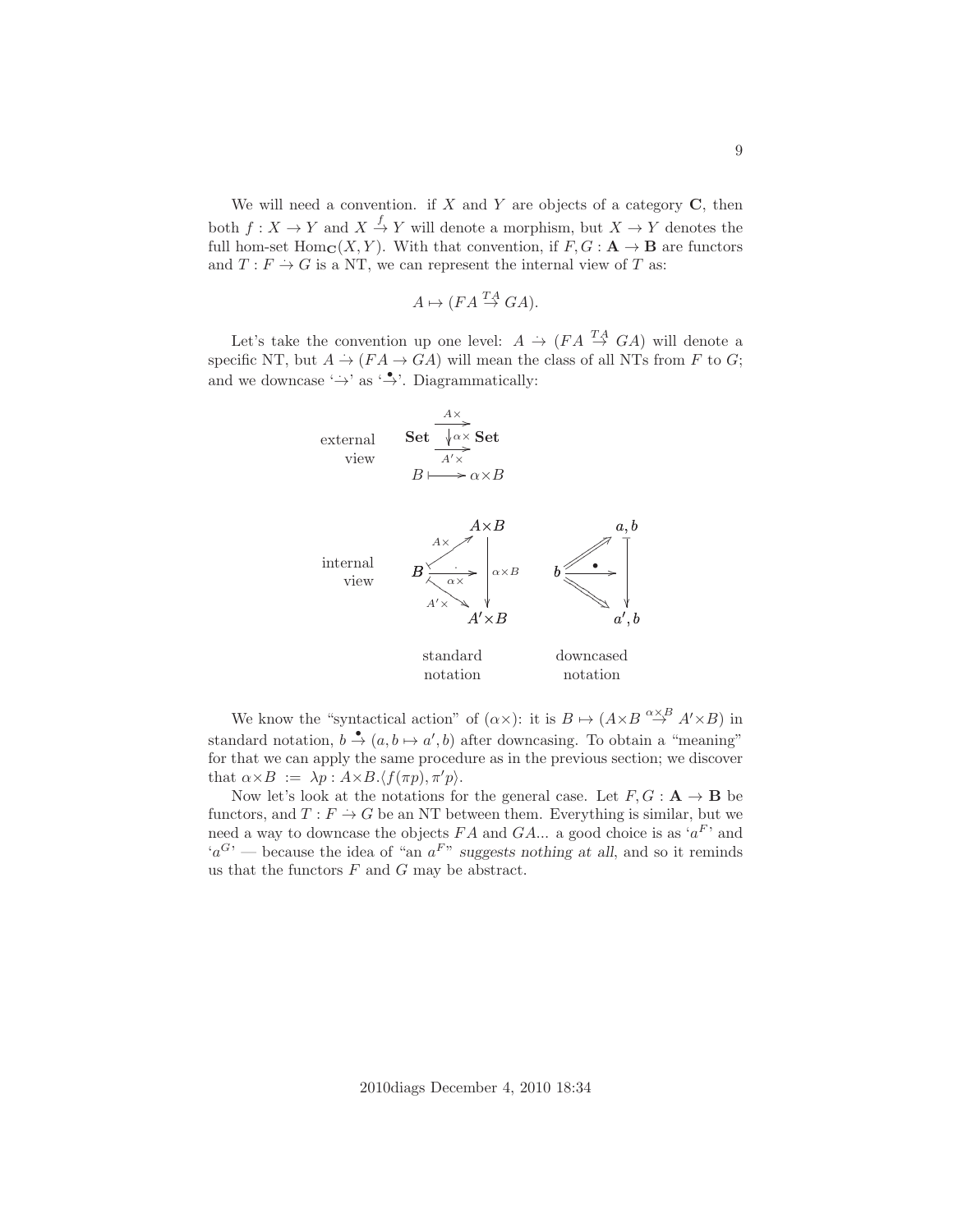We will need a convention. if $X$ and $Y$ are objects of a category $\mathbf{C}$, then both $f : X \to Y$ and $X \stackrel{f}{\to} Y$ will denote a morphism, but $X \to Y$ denotes the full hom-set $\mathrm{Hom}_{\mathbf{C}}(X, Y)$. With that convention, if $F, G : \mathbf{A} \to \mathbf{B}$ are functors and $T : F \dot{\to} G$ is a NT, we can represent the internal view of $T$ as:

$$A \mapsto (FA \stackrel{TA}{\to} GA).$$

Let's take the convention up one level: $A \dot{\to} (FA \stackrel{TA}{\to} GA)$ will denote a specific NT, but $A \dot{\to} (FA \to GA)$ will mean the class of all NTs from $F$ to $G$; and we downcase '$\dot{\to}$' as '$\stackrel{\bullet}{\to}$'. Diagrammatically:

external view: $\mathbf{Set} \overset{A\times}{\underset{A'\times}{\rightrightarrows}} \mathbf{Set}$ with $\Downarrow \alpha\times$; $B \longmapsto \alpha\times B$

internal view: $B \stackrel{A\times}{\longrightarrow} A\times B$, $B \stackrel{\alpha\times}{\dot{\longrightarrow}}$, $B \stackrel{A'\times}{\longrightarrow} A'\times B$, $A\times B \stackrel{\alpha\times B}{\longrightarrow} A'\times B$ (standard notation); $b \mapsto a, b$, $b \stackrel{\bullet}{\to}$, $b \mapsto a', b$, $a, b \mapsto a', b$ (downcased notation)

We know the "syntactical action" of $(\alpha\times)$: it is $B \mapsto (A\times B \stackrel{\alpha\times B}{\to} A'\times B)$ in standard notation, $b \stackrel{\bullet}{\to} (a, b \mapsto a', b)$ after downcasing. To obtain a "meaning" for that we can apply the same procedure as in the previous section; we discover that $\alpha\times B \ := \ \lambda p : A\times B.\langle f(\pi p), \pi' p\rangle$.

Now let's look at the notations for the general case. Let $F, G : \mathbf{A} \to \mathbf{B}$ be functors, and $T : F \dot{\to} G$ be an NT between them. Everything is similar, but we need a way to downcase the objects $FA$ and $GA$... a good choice is as '$a^F$' and '$a^G$' — because the idea of "an $a^F$" *suggests nothing at all*, and so it reminds us that the functors $F$ and $G$ may be abstract.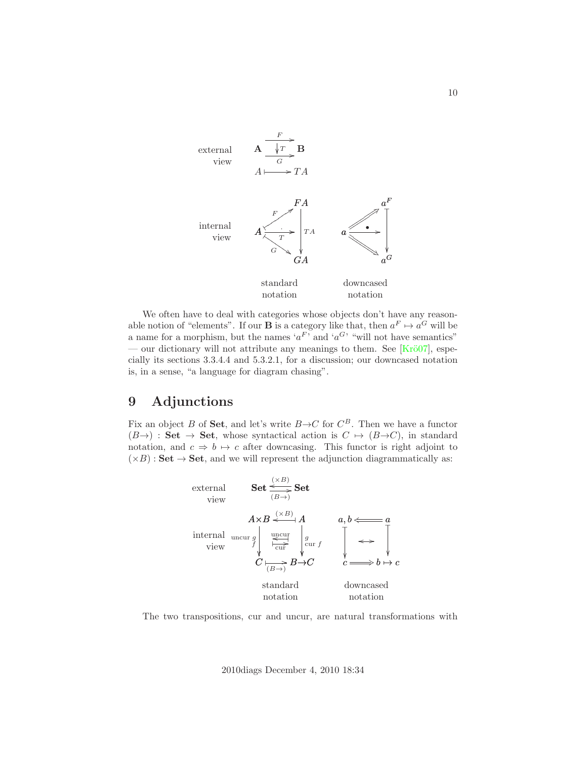external view

$$\mathbf{A} \underset{G}{\overset{F}{\rightrightarrows}} \mathbf{B} \quad (T : F \to G)$$

$$A \mapsto TA$$

internal view

standard notation: $A \overset{F}{\mapsto} FA$, $A \overset{G}{\mapsto} GA$, $A \overset{T}{\mapsto} (FA \xrightarrow{TA} GA)$

downcased notation: $a \Rightarrow a^F$, $a \Rightarrow a^G$, $a \mapsto (a^F \mapsto a^G)$

We often have to deal with categories whose objects don't have any reasonable notion of "elements". If our $\mathbf{B}$ is a category like that, then $a^F \mapsto a^G$ will be a name for a morphism, but the names '$a^F$' and '$a^G$' "will not have semantics" — our dictionary will not attribute any meanings to them. See [Krö07], especially its sections 3.3.4.4 and 5.3.2.1, for a discussion; our downcased notation is, in a sense, "a language for diagram chasing".

# 9 Adjunctions

Fix an object $B$ of $\mathbf{Set}$, and let's write $B{\to}C$ for $C^B$. Then we have a functor $(B{\to}) : \mathbf{Set} \to \mathbf{Set}$, whose syntactical action is $C \mapsto (B{\to}C)$, in standard notation, and $c \Rightarrow b \mapsto c$ after downcasing. This functor is right adjoint to $(\times B) : \mathbf{Set} \to \mathbf{Set}$, and we will represent the adjunction diagrammatically as:

external view

$$\mathbf{Set} \underset{(B\to)}{\overset{(\times B)}{\rightleftarrows}} \mathbf{Set}$$

internal view

standard notation: $A{\times}B \overset{(\times B)}{\longleftarrow\!\!\dashv} A$; $C \underset{(B\to)}{\longmapsto} B{\to}C$; $\text{uncur}\, g$, $f : A{\times}B \to C$; $g$, $\text{cur}\, f : A \to B{\to}C$; $\text{uncur} : (A \to B{\to}C) \to (A{\times}B \to C)$, $\text{cur} : (A{\times}B \to C) \to (A \to B{\to}C)$

downcased notation: $a, b \Longleftarrow a$; $c \Longrightarrow b \mapsto c$; $\leftrightarrow$

The two transpositions, cur and uncur, are natural transformations with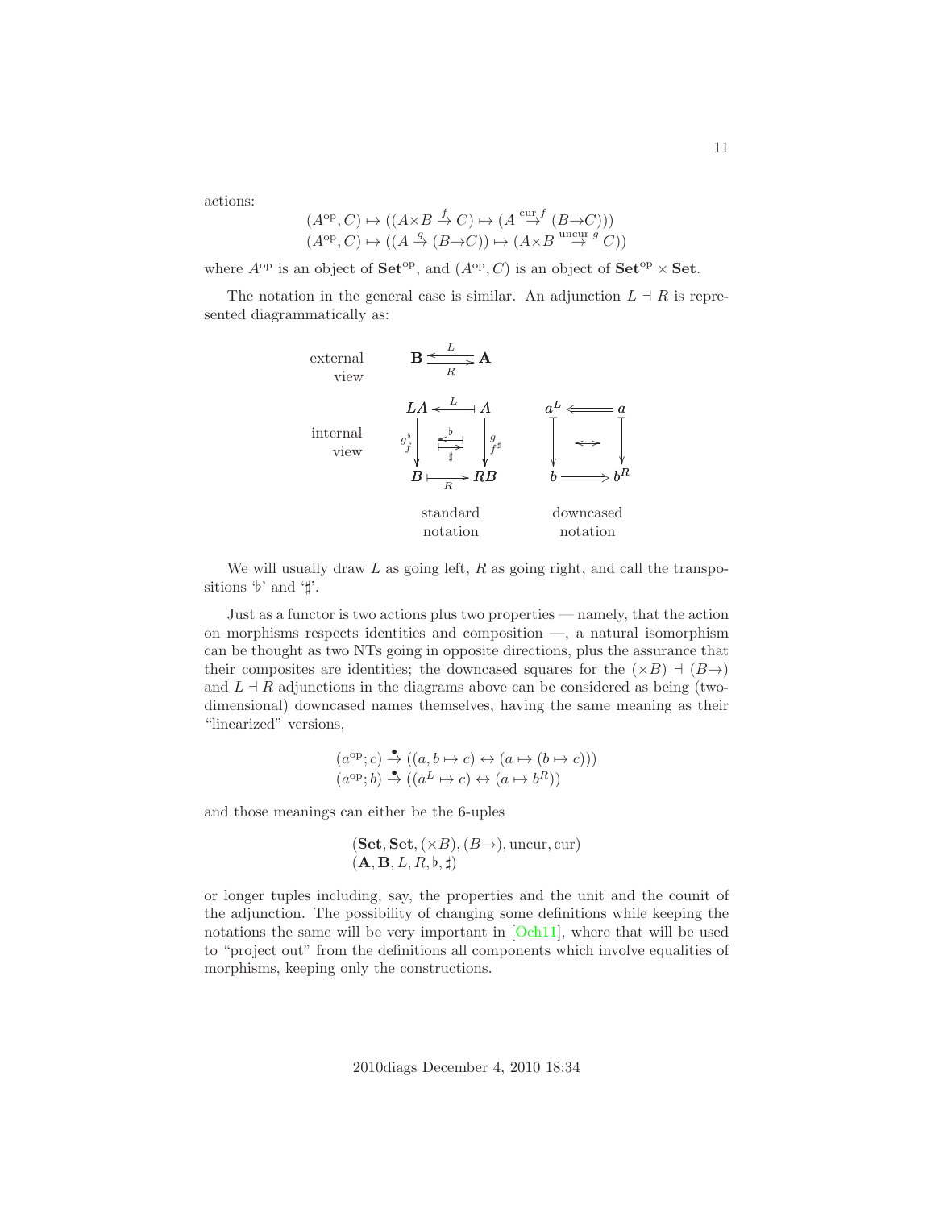actions:

$$(A^{\rm op}, C) \mapsto ((A{\times}B \stackrel{f}{\to} C) \mapsto (A \stackrel{{\rm cur}\, f}{\to} (B{\to}C)))$$
$$(A^{\rm op}, C) \mapsto ((A \stackrel{g}{\to} (B{\to}C)) \mapsto (A{\times}B \stackrel{{\rm uncur}\, g}{\to} C))$$

where $A^{\rm op}$ is an object of $\mathbf{Set}^{\rm op}$, and $(A^{\rm op}, C)$ is an object of $\mathbf{Set}^{\rm op} \times \mathbf{Set}$.

The notation in the general case is similar. An adjunction $L \dashv R$ is represented diagrammatically as:

external view: $\mathbf{B} \underset{R}{\overset{L}{\rightleftarrows}} \mathbf{A}$

internal view:

$$\begin{array}{ccc} LA & \overset{L}{\longleftarrow\!\shortmid} & A \\ {\scriptstyle g^\flat_f}\downarrow & \overset{\flat}{\longleftarrow\!\shortmid}\ \underset{\sharp}{\shortmid\!\longrightarrow} & \downarrow{\scriptstyle g_{f^\sharp}} \\ B & \underset{R}{\shortmid\!\longrightarrow} & RB \end{array} \qquad \begin{array}{ccc} a^L & \Longleftarrow & a \\ \downarrow & \leftrightarrow & \downarrow \\ b & \Longrightarrow & b^R \end{array}$$

standard notation — downcased notation

We will usually draw $L$ as going left, $R$ as going right, and call the transpositions '$\flat$' and '$\sharp$'.

Just as a functor is two actions plus two properties — namely, that the action on morphisms respects identities and composition —, a natural isomorphism can be thought as two NTs going in opposite directions, plus the assurance that their composites are identities; the downcased squares for the $(\times B) \dashv (B{\to})$ and $L \dashv R$ adjunctions in the diagrams above can be considered as being (two-dimensional) downcased names themselves, having the same meaning as their "linearized" versions,

$$(a^{\rm op}; c) \stackrel{\bullet}{\to} ((a, b \mapsto c) \leftrightarrow (a \mapsto (b \mapsto c)))$$
$$(a^{\rm op}; b) \stackrel{\bullet}{\to} ((a^L \mapsto c) \leftrightarrow (a \mapsto b^R))$$

and those meanings can either be the 6-uples

$$(\mathbf{Set}, \mathbf{Set}, (\times B), (B{\to}), {\rm uncur}, {\rm cur})$$
$$(\mathbf{A}, \mathbf{B}, L, R, \flat, \sharp)$$

or longer tuples including, say, the properties and the unit and the counit of the adjunction. The possibility of changing some definitions while keeping the notations the same will be very important in [Och11], where that will be used to "project out" from the definitions all components which involve equalities of morphisms, keeping only the constructions.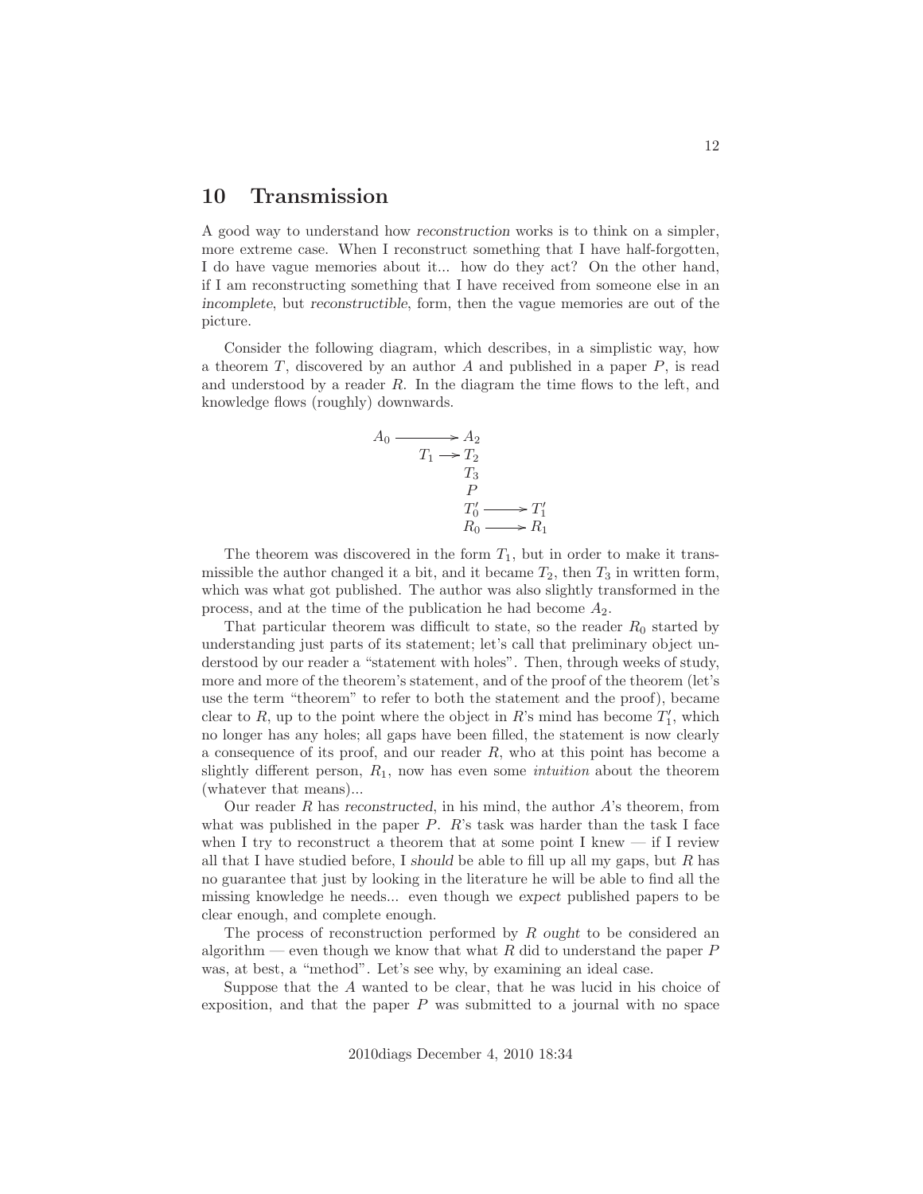## 10 Transmission

A good way to understand how *reconstruction* works is to think on a simpler, more extreme case. When I reconstruct something that I have half-forgotten, I do have vague memories about it... how do they act? On the other hand, if I am reconstructing something that I have received from someone else in an *incomplete*, but *reconstructible*, form, then the vague memories are out of the picture.

Consider the following diagram, which describes, in a simplistic way, how a theorem $T$, discovered by an author $A$ and published in a paper $P$, is read and understood by a reader $R$. In the diagram the time flows to the left, and knowledge flows (roughly) downwards.

$$
\begin{array}{ccccc}
A_0 & \longrightarrow & A_2 & & \\
 & T_1 \longrightarrow & T_2 & & \\
 & & T_3 & & \\
 & & P & & \\
 & & T'_0 & \longrightarrow & T'_1 \\
 & & R_0 & \longrightarrow & R_1
\end{array}
$$

The theorem was discovered in the form $T_1$, but in order to make it transmissible the author changed it a bit, and it became $T_2$, then $T_3$ in written form, which was what got published. The author was also slightly transformed in the process, and at the time of the publication he had become $A_2$.

That particular theorem was difficult to state, so the reader $R_0$ started by understanding just parts of its statement; let's call that preliminary object understood by our reader a "statement with holes". Then, through weeks of study, more and more of the theorem's statement, and of the proof of the theorem (let's use the term "theorem" to refer to both the statement and the proof), became clear to $R$, up to the point where the object in $R$'s mind has become $T'_1$, which no longer has any holes; all gaps have been filled, the statement is now clearly a consequence of its proof, and our reader $R$, who at this point has become a slightly different person, $R_1$, now has even some *intuition* about the theorem (whatever that means)...

Our reader $R$ has *reconstructed*, in his mind, the author $A$'s theorem, from what was published in the paper $P$. $R$'s task was harder than the task I face when I try to reconstruct a theorem that at some point I knew — if I review all that I have studied before, I *should* be able to fill up all my gaps, but $R$ has no guarantee that just by looking in the literature he will be able to find all the missing knowledge he needs... even though we *expect* published papers to be clear enough, and complete enough.

The process of reconstruction performed by $R$ *ought* to be considered an algorithm — even though we know that what $R$ did to understand the paper $P$ was, at best, a "method". Let's see why, by examining an ideal case.

Suppose that the $A$ wanted to be clear, that he was lucid in his choice of exposition, and that the paper $P$ was submitted to a journal with no space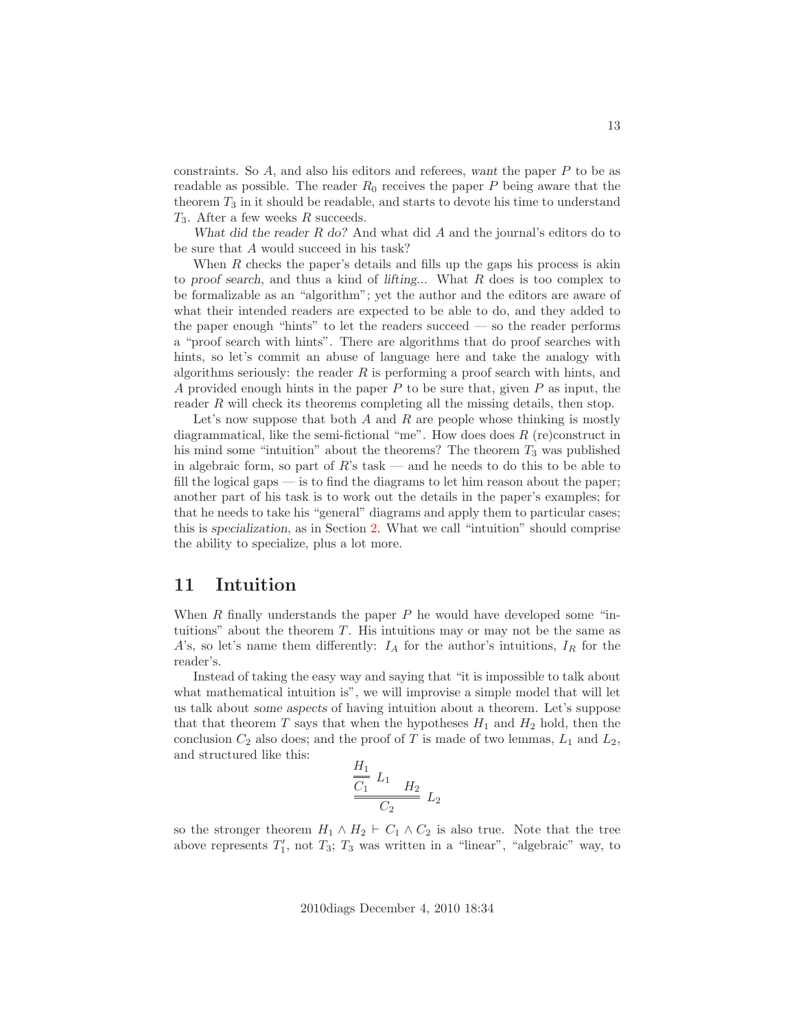constraints. So $A$, and also his editors and referees, *want* the paper $P$ to be as readable as possible. The reader $R_0$ receives the paper $P$ being aware that the theorem $T_3$ in it should be readable, and starts to devote his time to understand $T_3$. After a few weeks $R$ succeeds.

*What did the reader $R$ do?* And what did $A$ and the journal's editors do to be sure that $A$ would succeed in his task?

When $R$ checks the paper's details and fills up the gaps his process is akin to *proof search*, and thus a kind of *lifting*... What $R$ does is too complex to be formalizable as an "algorithm"; yet the author and the editors are aware of what their intended readers are expected to be able to do, and they added to the paper enough "hints" to let the readers succeed — so the reader performs a "proof search with hints". There are algorithms that do proof searches with hints, so let's commit an abuse of language here and take the analogy with algorithms seriously: the reader $R$ is performing a proof search with hints, and $A$ provided enough hints in the paper $P$ to be sure that, given $P$ as input, the reader $R$ will check its theorems completing all the missing details, then stop.

Let's now suppose that both $A$ and $R$ are people whose thinking is mostly diagrammatical, like the semi-fictional "me". How does does $R$ (re)construct in his mind some "intuition" about the theorems? The theorem $T_3$ was published in algebraic form, so part of $R$'s task — and he needs to do this to be able to fill the logical gaps — is to find the diagrams to let him reason about the paper; another part of his task is to work out the details in the paper's examples; for that he needs to take his "general" diagrams and apply them to particular cases; this is *specialization*, as in Section 2. What we call "intuition" should comprise the ability to specialize, plus a lot more.

## 11 Intuition

When $R$ finally understands the paper $P$ he would have developed some "intuitions" about the theorem $T$. His intuitions may or may not be the same as $A$'s, so let's name them differently: $I_A$ for the author's intuitions, $I_R$ for the reader's.

Instead of taking the easy way and saying that "it is impossible to talk about what mathematical intuition is", we will improvise a simple model that will let us talk about *some aspects* of having intuition about a theorem. Let's suppose that that theorem $T$ says that when the hypotheses $H_1$ and $H_2$ hold, then the conclusion $C_2$ also does; and the proof of $T$ is made of two lemmas, $L_1$ and $L_2$, and structured like this:

$$\dfrac{\dfrac{H_1}{C_1}\,L_1 \qquad H_2}{C_2}\,L_2$$

so the stronger theorem $H_1 \wedge H_2 \vdash C_1 \wedge C_2$ is also true. Note that the tree above represents $T_1'$, not $T_3$; $T_3$ was written in a "linear", "algebraic" way, to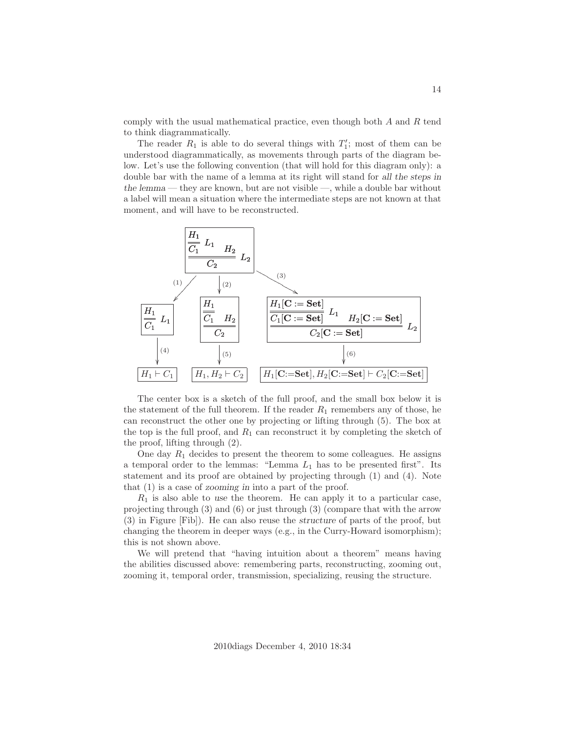comply with the usual mathematical practice, even though both $A$ and $R$ tend to think diagrammatically.

The reader $R_1$ is able to do several things with $T_1'$; most of them can be understood diagrammatically, as movements through parts of the diagram below. Let's use the following convention (that will hold for this diagram only): a double bar with the name of a lemma at its right will stand for *all the steps in the lemma* — they are known, but are not visible —, while a double bar without a label will mean a situation where the intermediate steps are not known at that moment, and will have to be reconstructed.

Top box (the full proof):

$$\dfrac{\dfrac{H_1}{C_1}\,L_1 \qquad H_2}{C_2}\;L_2$$

Arrows from the top box: (1) to the left box, (2) to the center box, (3) to the right box.

Left box (via (1)):

$$\dfrac{H_1}{C_1}\;L_1$$

Center box (via (2)):

$$\dfrac{\dfrac{H_1}{C_1} \qquad H_2}{C_2}$$

Right box (via (3)):

$$\dfrac{\dfrac{H_1[\mathbf{C} := \mathbf{Set}]}{C_1[\mathbf{C} := \mathbf{Set}]}\,L_1 \qquad H_2[\mathbf{C} := \mathbf{Set}]}{C_2[\mathbf{C} := \mathbf{Set}]}\;L_2$$

Bottom boxes, reached via (4), (5), (6) respectively:

$$H_1 \vdash C_1 \qquad\qquad H_1, H_2 \vdash C_2 \qquad\qquad H_1[\mathbf{C}{:=}\mathbf{Set}], H_2[\mathbf{C}{:=}\mathbf{Set}] \vdash C_2[\mathbf{C}{:=}\mathbf{Set}]$$

The center box is a sketch of the full proof, and the small box below it is the statement of the full theorem. If the reader $R_1$ remembers any of those, he can reconstruct the other one by projecting or lifting through (5). The box at the top is the full proof, and $R_1$ can reconstruct it by completing the sketch of the proof, lifting through (2).

One day $R_1$ decides to present the theorem to some colleagues. He assigns a temporal order to the lemmas: "Lemma $L_1$ has to be presented first". Its statement and its proof are obtained by projecting through (1) and (4). Note that (1) is a case of *zooming in* into a part of the proof.

$R_1$ is also able to *use* the theorem. He can apply it to a particular case, projecting through (3) and (6) or just through (3) (compare that with the arrow (3) in Figure [Fib]). He can also reuse the *structure* of parts of the proof, but changing the theorem in deeper ways (e.g., in the Curry-Howard isomorphism); this is not shown above.

We will pretend that "having intuition about a theorem" means having the abilities discussed above: remembering parts, reconstructing, zooming out, zooming it, temporal order, transmission, specializing, reusing the structure.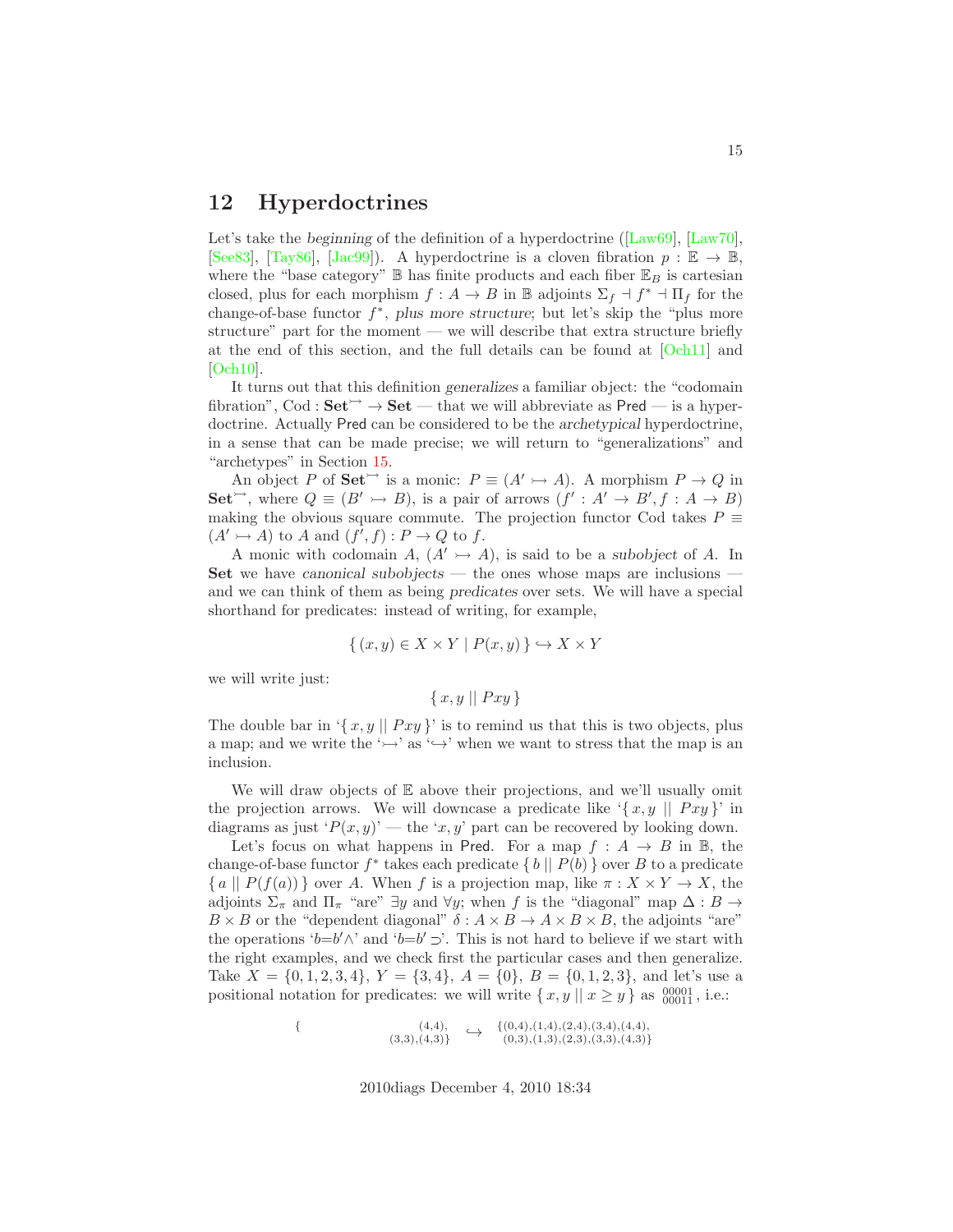## 12 Hyperdoctrines

Let's take the *beginning* of the definition of a hyperdoctrine ([Law69], [Law70], [See83], [Tay86], [Jac99]). A hyperdoctrine is a cloven fibration $p : \mathbb{E} \to \mathbb{B}$, where the "base category" $\mathbb{B}$ has finite products and each fiber $\mathbb{E}_B$ is cartesian closed, plus for each morphism $f : A \to B$ in $\mathbb{B}$ adjoints $\Sigma_f \dashv f^* \dashv \Pi_f$ for the change-of-base functor $f^*$, *plus more structure*; but let's skip the "plus more structure" part for the moment — we will describe that extra structure briefly at the end of this section, and the full details can be found at [Och11] and [Och10].

It turns out that this definition *generalizes* a familiar object: the "codomain fibration", $\mathrm{Cod} : \mathbf{Set}^{\rightarrowtail} \to \mathbf{Set}$ — that we will abbreviate as $\mathsf{Pred}$ — is a hyperdoctrine. Actually $\mathsf{Pred}$ can be considered to be the *archetypical* hyperdoctrine, in a sense that can be made precise; we will return to "generalizations" and "archetypes" in Section 15.

An object $P$ of $\mathbf{Set}^{\rightarrowtail}$ is a monic: $P \equiv (A' \rightarrowtail A)$. A morphism $P \to Q$ in $\mathbf{Set}^{\rightarrowtail}$, where $Q \equiv (B' \rightarrowtail B)$, is a pair of arrows $(f' : A' \to B', f : A \to B)$ making the obvious square commute. The projection functor Cod takes $P \equiv (A' \rightarrowtail A)$ to $A$ and $(f', f) : P \to Q$ to $f$.

A monic with codomain $A$, $(A' \rightarrowtail A)$, is said to be a *subobject* of $A$. In $\mathbf{Set}$ we have *canonical subobjects* — the ones whose maps are inclusions — and we can think of them as being *predicates* over sets. We will have a special shorthand for predicates: instead of writing, for example,

$$\{\, (x, y) \in X \times Y \mid P(x, y) \,\} \hookrightarrow X \times Y$$

we will write just:

$$\{\, x, y \mid\mid Pxy \,\}$$

The double bar in '$\{\, x, y \mid\mid Pxy \,\}$' is to remind us that this is two objects, plus a map; and we write the '$\rightarrowtail$' as '$\hookrightarrow$' when we want to stress that the map is an inclusion.

We will draw objects of $\mathbb{E}$ above their projections, and we'll usually omit the projection arrows. We will downcase a predicate like '$\{\, x, y \mid\mid Pxy \,\}$' in diagrams as just '$P(x, y)$' — the '$x, y$' part can be recovered by looking down.

Let's focus on what happens in $\mathsf{Pred}$. For a map $f : A \to B$ in $\mathbb{B}$, the change-of-base functor $f^*$ takes each predicate $\{\, b \mid\mid P(b) \,\}$ over $B$ to a predicate $\{\, a \mid\mid P(f(a)) \,\}$ over $A$. When $f$ is a projection map, like $\pi : X \times Y \to X$, the adjoints $\Sigma_\pi$ and $\Pi_\pi$ "are" $\exists y$ and $\forall y$; when $f$ is the "diagonal" map $\Delta : B \to B \times B$ or the "dependent diagonal" $\delta : A \times B \to A \times B \times B$, the adjoints "are" the operations '$b{=}b' \wedge$' and '$b{=}b' \supset$'. This is not hard to believe if we start with the right examples, and we check first the particular cases and then generalize. Take $X = \{0, 1, 2, 3, 4\}$, $Y = \{3, 4\}$, $A = \{0\}$, $B = \{0, 1, 2, 3\}$, and let's use a positional notation for predicates: we will write $\{\, x, y \mid\mid x \geq y \,\}$ as $\substack{00001\\00011}$, i.e.:

$$\left\{ \begin{matrix} & (4,4), \\ (3,3),(4,3) \end{matrix} \right\} \hookrightarrow \left\{ \begin{matrix} (0,4),(1,4),(2,4),(3,4),(4,4), \\ (0,3),(1,3),(2,3),(3,3),(4,3) \end{matrix} \right\}$$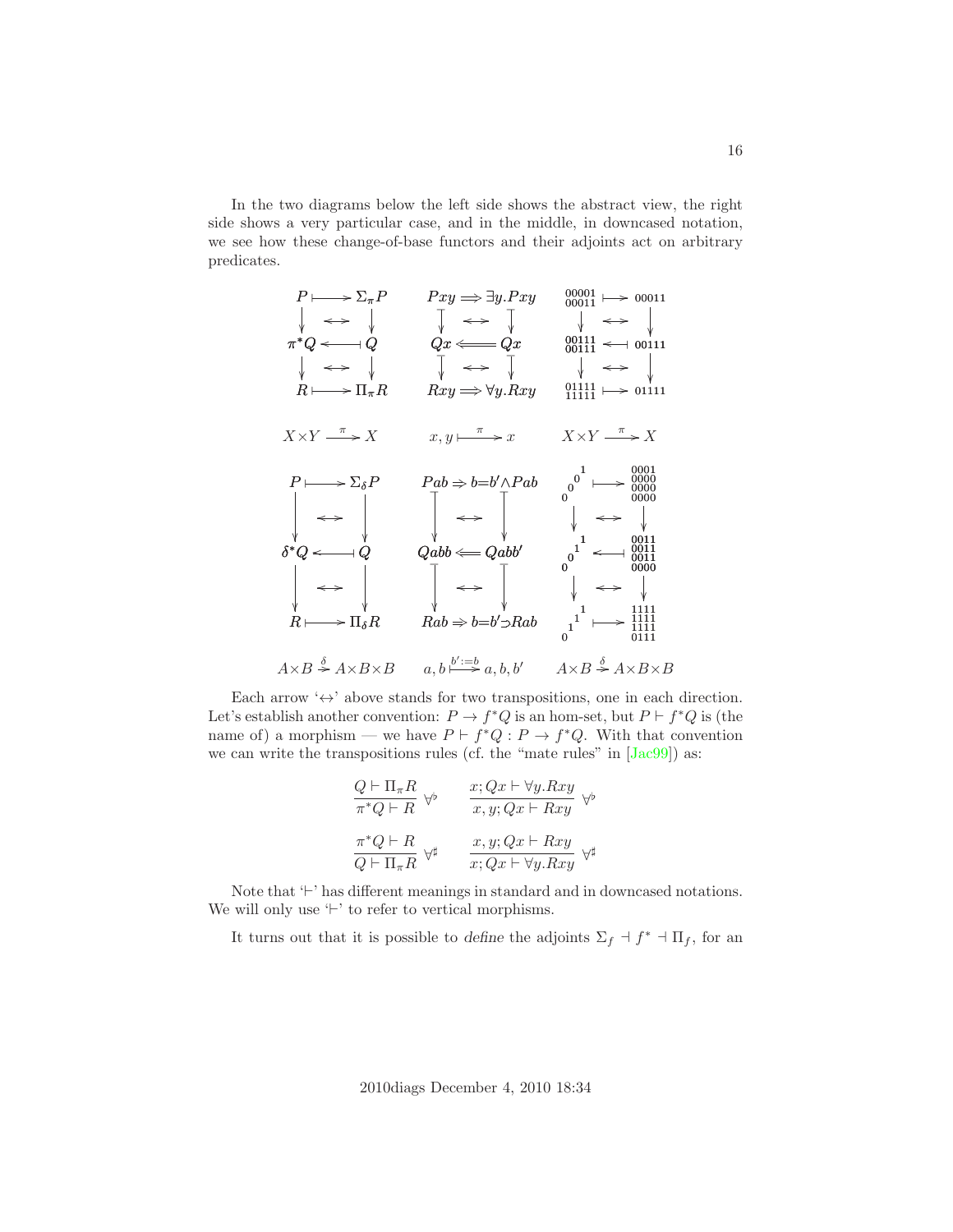In the two diagrams below the left side shows the abstract view, the right side shows a very particular case, and in the middle, in downcased notation, we see how these change-of-base functors and their adjoints act on arbitrary predicates.

$$
\begin{array}{ccc}
\begin{array}{ccc}
P & \longmapsto & \Sigma_\pi P \\
\downarrow & \leftrightarrow & \downarrow \\
\pi^* Q & \longleftarrow\!\shortmid & Q \\
\downarrow & \leftrightarrow & \downarrow \\
R & \longmapsto & \Pi_\pi R
\end{array}
&
\begin{array}{ccc}
Pxy & \Longrightarrow & \exists y. Pxy \\
\updownarrow & \leftrightarrow & \updownarrow \\
Qx & \Longleftarrow & Qx \\
\updownarrow & \leftrightarrow & \updownarrow \\
Rxy & \Longrightarrow & \forall y. Rxy
\end{array}
&
\begin{array}{ccc}
{}^{00001}_{00011} & \longmapsto & 00011 \\
\downarrow & \leftrightarrow & \downarrow \\
{}^{00111}_{00111} & \longleftarrow\!\shortmid & 00111 \\
\downarrow & \leftrightarrow & \downarrow \\
{}^{01111}_{11111} & \longmapsto & 01111
\end{array}
\\
X \times Y \xrightarrow{\ \pi\ } X & x, y \xmapsto{\ \pi\ } x & X \times Y \xrightarrow{\ \pi\ } X
\end{array}
$$

$$
\begin{array}{ccc}
\begin{array}{ccc}
P & \longmapsto & \Sigma_\delta P \\
\downarrow & \leftrightarrow & \downarrow \\
\delta^* Q & \longleftarrow\!\shortmid & Q \\
\downarrow & \leftrightarrow & \downarrow \\
R & \longmapsto & \Pi_\delta R
\end{array}
&
\begin{array}{ccc}
Pab & \Rightarrow & b{=}b' \land Pab \\
\updownarrow & \leftrightarrow & \updownarrow \\
Qabb & \Longleftarrow & Qabb' \\
\updownarrow & \leftrightarrow & \updownarrow \\
Rab & \Rightarrow & b{=}b' \supset Rab
\end{array}
&
\begin{array}{ccc}
{}_{0}{}^{0}{}^{1} & \longmapsto & {}^{0001}_{0000}{}^{0000}_{0000} \\
\downarrow & \leftrightarrow & \downarrow \\
{}_{0}{}^{0}{}^{1}{}^{1} & \longleftarrow\!\shortmid & {}^{0011}_{0011}{}^{0011}_{0000} \\
\downarrow & \leftrightarrow & \downarrow \\
{}_{0}{}^{1}{}^{1}{}^{1} & \longmapsto & {}^{1111}_{1111}{}^{1111}_{0111}
\end{array}
\\
A \times B \xrightarrow{\ \delta\ } A \times B \times B & a, b \xmapsto{b' := b} a, b, b' & A \times B \xrightarrow{\ \delta\ } A \times B \times B
\end{array}
$$

Each arrow '$\leftrightarrow$' above stands for two transpositions, one in each direction. Let's establish another convention: $P \to f^* Q$ is an hom-set, but $P \vdash f^* Q$ is (the name of) a morphism — we have $P \vdash f^* Q : P \to f^* Q$. With that convention we can write the transpositions rules (cf. the "mate rules" in [Jac99]) as:

$$
\frac{Q \vdash \Pi_\pi R}{\pi^* Q \vdash R}\ \forall^\flat \qquad \frac{x; Qx \vdash \forall y. Rxy}{x, y; Qx \vdash Rxy}\ \forall^\flat
$$

$$
\frac{\pi^* Q \vdash R}{Q \vdash \Pi_\pi R}\ \forall^\sharp \qquad \frac{x, y; Qx \vdash Rxy}{x; Qx \vdash \forall y. Rxy}\ \forall^\sharp
$$

Note that '$\vdash$' has different meanings in standard and in downcased notations. We will only use '$\vdash$' to refer to vertical morphisms.

It turns out that it is possible to *define* the adjoints $\Sigma_f \dashv f^* \dashv \Pi_f$, for an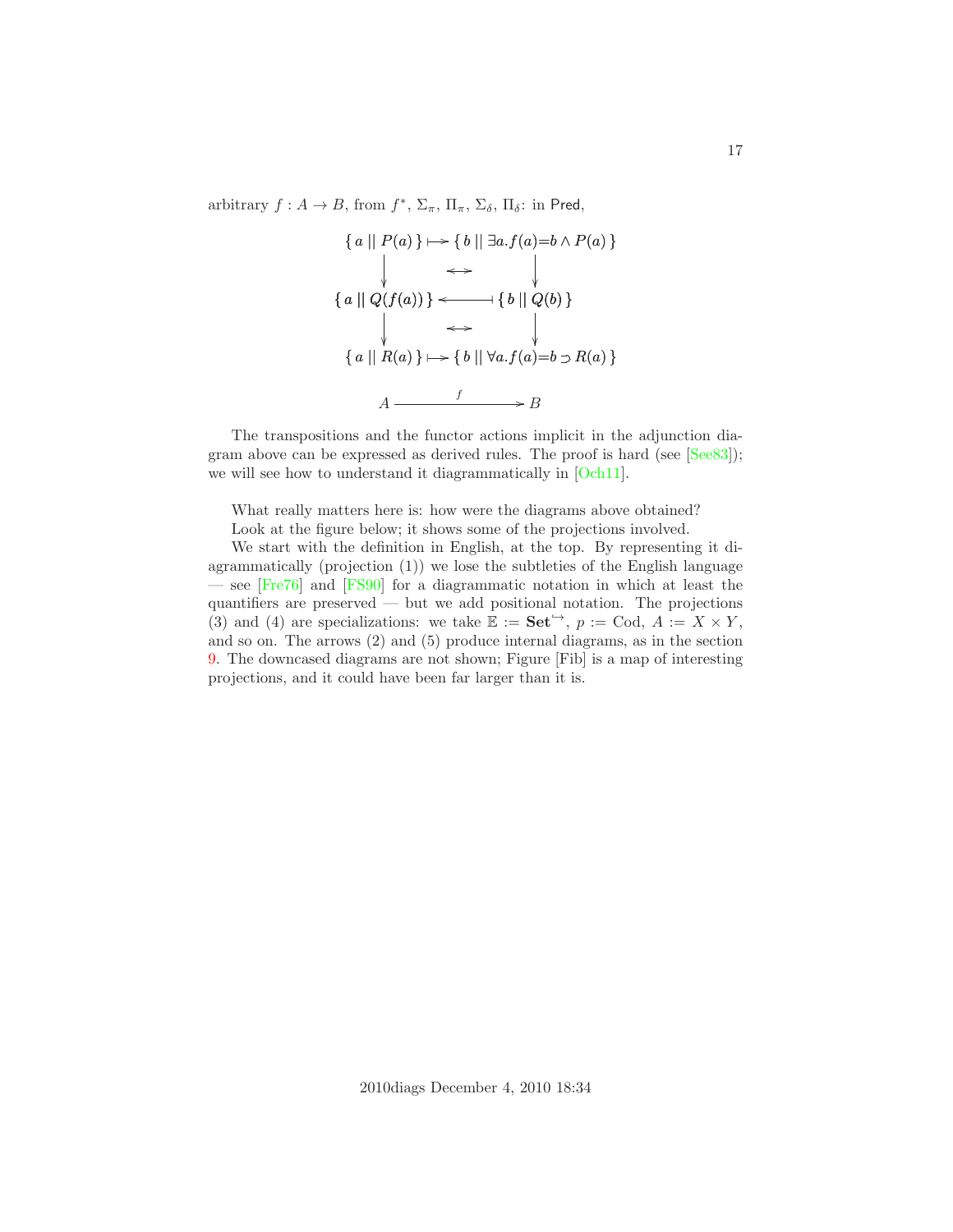arbitrary $f : A \to B$, from $f^*$, $\Sigma_\pi$, $\Pi_\pi$, $\Sigma_\delta$, $\Pi_\delta$: in $\mathsf{Pred}$,

$$
\begin{array}{ccc}
\{\, a \mid\mid P(a) \,\} & \longmapsto & \{\, b \mid\mid \exists a. f(a){=}b \wedge P(a) \,\} \\
\downarrow & \leftrightarrow & \downarrow \\
\{\, a \mid\mid Q(f(a)) \,\} & \longleftarrow\!\!\shortmid & \{\, b \mid\mid Q(b) \,\} \\
\downarrow & \leftrightarrow & \downarrow \\
\{\, a \mid\mid R(a) \,\} & \longmapsto & \{\, b \mid\mid \forall a. f(a){=}b \supset R(a) \,\} \\
 & & \\
A & \xrightarrow{\quad f \quad} & B
\end{array}
$$

The transpositions and the functor actions implicit in the adjunction diagram above can be expressed as derived rules. The proof is hard (see [See83]); we will see how to understand it diagrammatically in [Och11].

What really matters here is: how were the diagrams above obtained?

Look at the figure below; it shows some of the projections involved.

We start with the definition in English, at the top. By representing it diagrammatically (projection (1)) we lose the subtleties of the English language — see [Fre76] and [FS90] for a diagrammatic notation in which at least the quantifiers are preserved — but we add positional notation. The projections (3) and (4) are specializations: we take $\mathbb{E} := \mathbf{Set}^{\hookrightarrow}$, $p := \mathrm{Cod}$, $A := X \times Y$, and so on. The arrows (2) and (5) produce internal diagrams, as in the section 9. The downcased diagrams are not shown; Figure [Fib] is a map of interesting projections, and it could have been far larger than it is.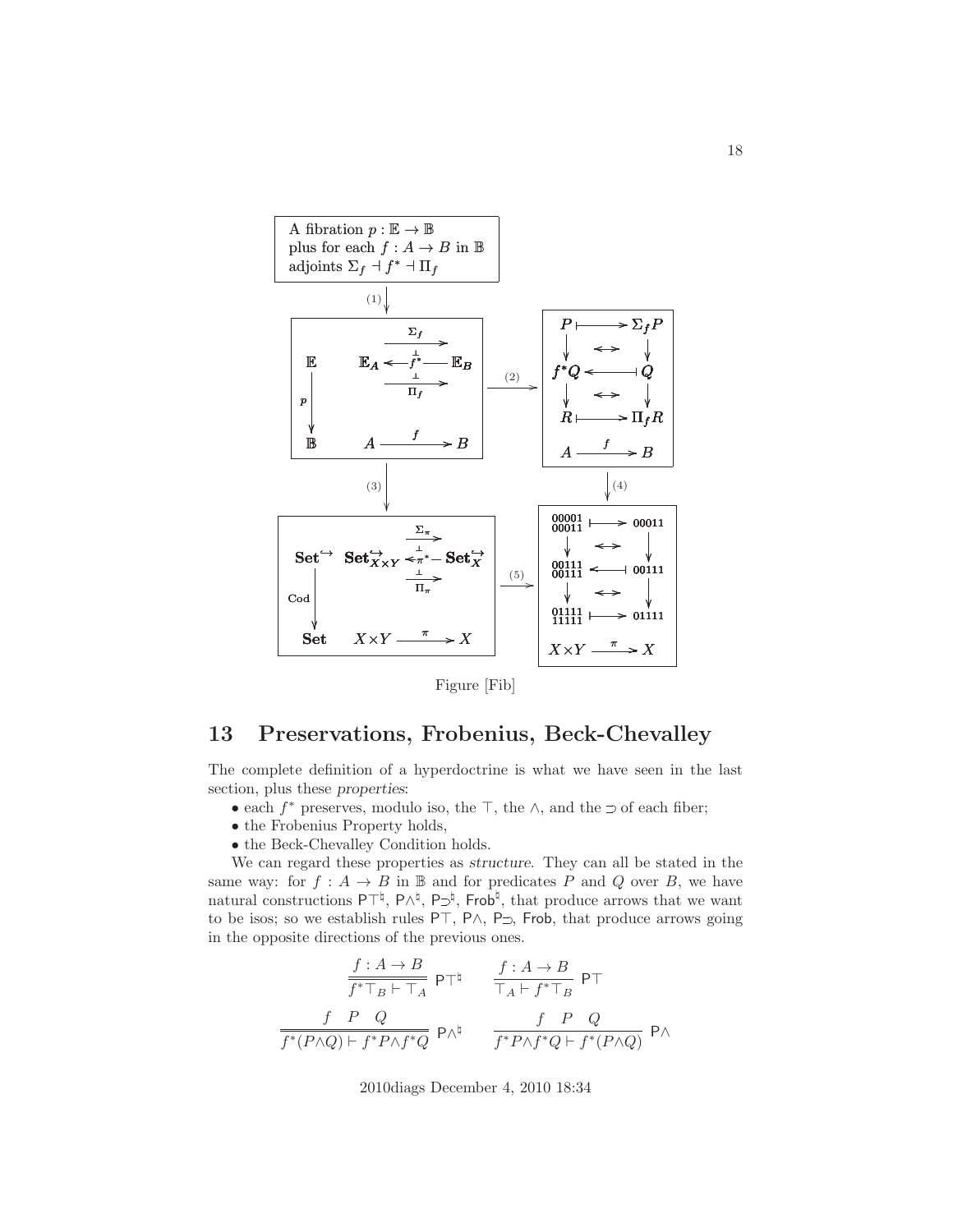Figure [Fib]

## 13 Preservations, Frobenius, Beck-Chevalley

The complete definition of a hyperdoctrine is what we have seen in the last section, plus these *properties*:

- each $f^*$ preserves, modulo iso, the $\top$, the $\wedge$, and the $\supset$ of each fiber;
- the Frobenius Property holds,
- the Beck-Chevalley Condition holds.

We can regard these properties as *structure*. They can all be stated in the same way: for $f : A \to B$ in $\mathbb{B}$ and for predicates $P$ and $Q$ over $B$, we have natural constructions $\mathsf{P}\top^\natural$, $\mathsf{P}\wedge^\natural$, $\mathsf{P}\supset^\natural$, $\mathsf{Frob}^\natural$, that produce arrows that we want to be isos; so we establish rules $\mathsf{P}\top$, $\mathsf{P}\wedge$, $\mathsf{P}\supset$, $\mathsf{Frob}$, that produce arrows going in the opposite directions of the previous ones.

$$\frac{f : A \to B}{\overline{f^*\top_B \vdash \top_A}}\ \mathsf{P}\top^\natural \qquad \frac{f : A \to B}{\top_A \vdash f^*\top_B}\ \mathsf{P}\top$$

$$\frac{f \quad P \quad Q}{\overline{f^*(P \wedge Q) \vdash f^*P \wedge f^*Q}}\ \mathsf{P}\wedge^\natural \qquad \frac{f \quad P \quad Q}{f^*P \wedge f^*Q \vdash f^*(P \wedge Q)}\ \mathsf{P}\wedge$$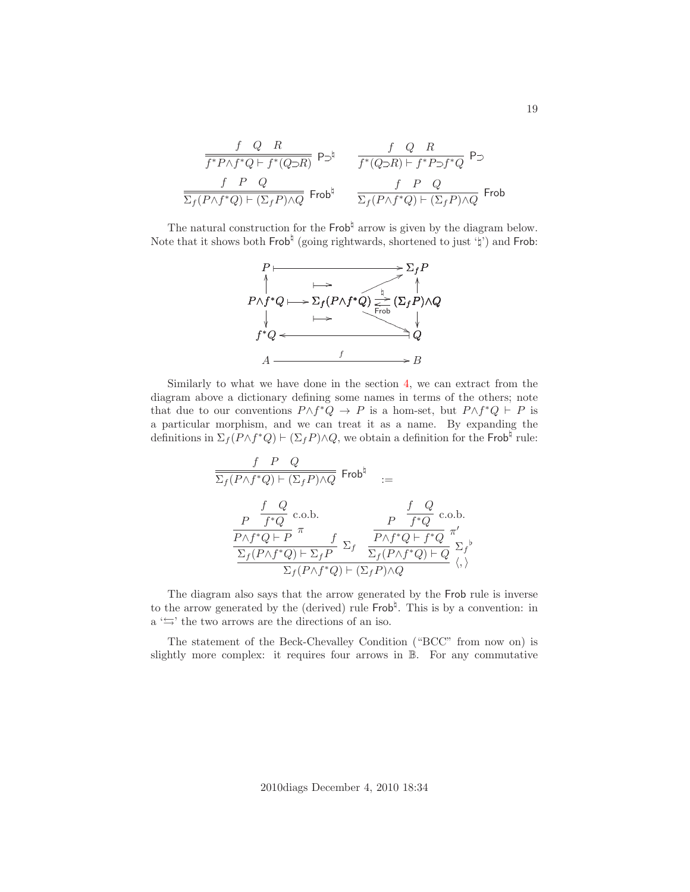$$\frac{f \quad Q \quad R}{f^*P \wedge f^*Q \vdash f^*(Q \supset R)} \ \mathsf{P}{\supset}^\natural \qquad \frac{f \quad Q \quad R}{f^*(Q \supset R) \vdash f^*P \supset f^*Q} \ \mathsf{P}{\supset}$$

$$\frac{f \quad P \quad Q}{\Sigma_f(P \wedge f^*Q) \vdash (\Sigma_f P) \wedge Q} \ \mathsf{Frob}^\natural \qquad \frac{f \quad P \quad Q}{\Sigma_f(P \wedge f^*Q) \vdash (\Sigma_f P) \wedge Q} \ \mathsf{Frob}$$

The natural construction for the $\mathsf{Frob}^\natural$ arrow is given by the diagram below. Note that it shows both $\mathsf{Frob}^\natural$ (going rightwards, shortened to just '$\natural$') and $\mathsf{Frob}$:

$$\begin{array}{ccccc}
P & \longmapsto & & & \Sigma_f P \\
\uparrow & & \longmapsto & \nearrow & \uparrow \\
P \wedge f^*Q & \longmapsto & \Sigma_f(P \wedge f^*Q) & \underset{\mathsf{Frob}}{\overset{\natural}{\rightleftarrows}} & (\Sigma_f P) \wedge Q \\
\downarrow & & \longmapsto & \searrow & \downarrow \\
f^*Q & \longleftarrow & & & Q \\
A & & \xrightarrow{\quad f \quad} & & B
\end{array}$$

Similarly to what we have done in the section 4, we can extract from the diagram above a dictionary defining some names in terms of the others; note that due to our conventions $P \wedge f^*Q \to P$ is a hom-set, but $P \wedge f^*Q \vdash P$ is a particular morphism, and we can treat it as a name. By expanding the definitions in $\Sigma_f(P \wedge f^*Q) \vdash (\Sigma_f P) \wedge Q$, we obtain a definition for the $\mathsf{Frob}^\natural$ rule:

$$\frac{f \quad P \quad Q}{\Sigma_f(P \wedge f^*Q) \vdash (\Sigma_f P) \wedge Q} \ \mathsf{Frob}^\natural \quad :=$$

$$\dfrac{\dfrac{\dfrac{P \quad \dfrac{f \quad Q}{f^*Q}\ \text{c.o.b.}}{P \wedge f^*Q \vdash P}\ \pi \qquad f}{\Sigma_f(P \wedge f^*Q) \vdash \Sigma_f P}\ \Sigma_f \qquad \dfrac{\dfrac{P \quad \dfrac{f \quad Q}{f^*Q}\ \text{c.o.b.}}{P \wedge f^*Q \vdash f^*Q}\ \pi'}{\Sigma_f(P \wedge f^*Q) \vdash Q}\ {\Sigma_f}^\flat}{\Sigma_f(P \wedge f^*Q) \vdash (\Sigma_f P) \wedge Q}\ \langle,\rangle$$

The diagram also says that the arrow generated by the $\mathsf{Frob}$ rule is inverse to the arrow generated by the (derived) rule $\mathsf{Frob}^\natural$. This is by a convention: in a '$\leftrightarrows$' the two arrows are the directions of an iso.

The statement of the Beck-Chevalley Condition ("BCC" from now on) is slightly more complex: it requires four arrows in $\mathbb{B}$. For any commutative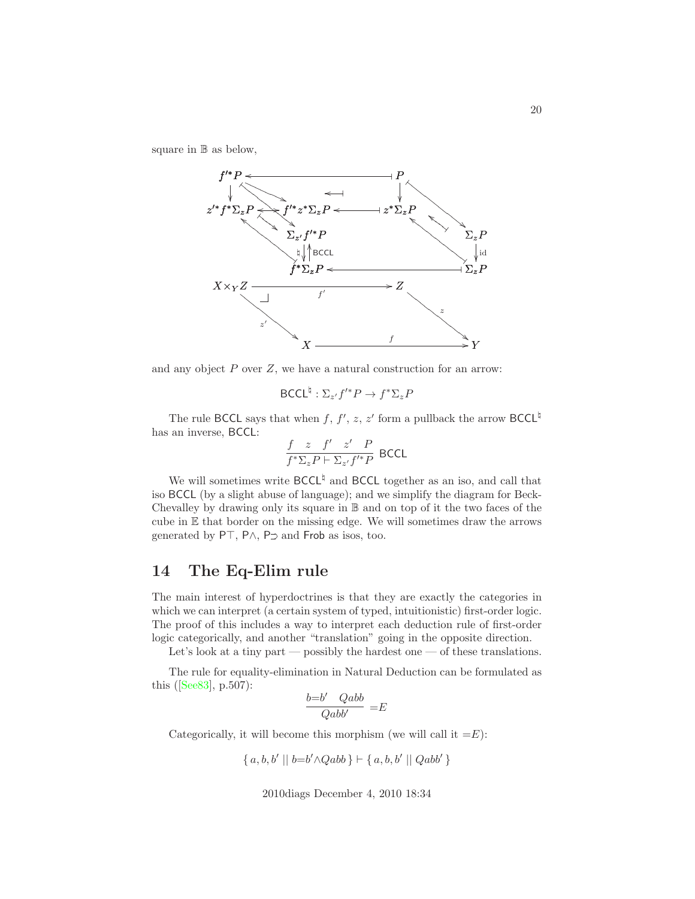square in $\mathbb{B}$ as below,

and any object $P$ over $Z$, we have a natural construction for an arrow:

$$\mathsf{BCCL}^\natural : \Sigma_{z'} f'^* P \to f^* \Sigma_z P$$

The rule $\mathsf{BCCL}$ says that when $f$, $f'$, $z$, $z'$ form a pullback the arrow $\mathsf{BCCL}^\natural$ has an inverse, $\mathsf{BCCL}$:

$$\frac{f \quad z \quad f' \quad z' \quad P}{f^*\Sigma_z P \vdash \Sigma_{z'} f'^* P} \ \mathsf{BCCL}$$

We will sometimes write $\mathsf{BCCL}^\natural$ and $\mathsf{BCCL}$ together as an iso, and call that iso $\mathsf{BCCL}$ (by a slight abuse of language); and we simplify the diagram for Beck-Chevalley by drawing only its square in $\mathbb{B}$ and on top of it the two faces of the cube in $\mathbb{E}$ that border on the missing edge. We will sometimes draw the arrows generated by $\mathsf{P}\top$, $\mathsf{P}\wedge$, $\mathsf{P}\supset$ and $\mathsf{Frob}$ as isos, too.

# 14 The Eq-Elim rule

The main interest of hyperdoctrines is that they are exactly the categories in which we can interpret (a certain system of typed, intuitionistic) first-order logic. The proof of this includes a way to interpret each deduction rule of first-order logic categorically, and another "translation" going in the opposite direction.

Let's look at a tiny part — possibly the hardest one — of these translations.

The rule for equality-elimination in Natural Deduction can be formulated as this ([See83], p.507):

$$\frac{b{=}b' \quad Qabb}{Qabb'} \ {=}E$$

Categorically, it will become this morphism (we will call it $=E$):

$$\{\, a, b, b' \mid\mid b{=}b' {\wedge} Qabb \,\} \vdash \{\, a, b, b' \mid\mid Qabb' \,\}$$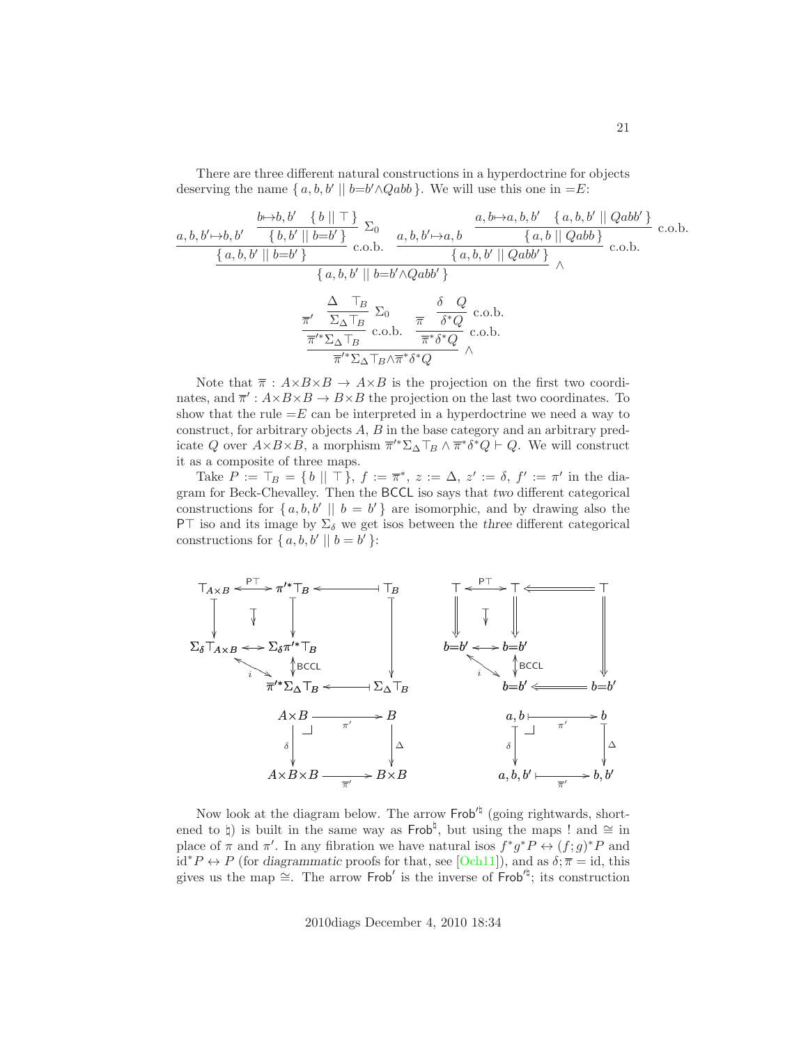There are three different natural constructions in a hyperdoctrine for objects deserving the name $\{\, a, b, b' \mid\mid b{=}b' {\wedge} Qabb \,\}$. We will use this one in $=E$:

$$
\dfrac{
\dfrac{a,b,b' {\mapsto} b,b' \quad \dfrac{b {\mapsto} b,b' \quad \{\, b \mid\mid \top \,\}}{\{\, b,b' \mid\mid b{=}b' \,\}}\ \Sigma_0}{\{\, a,b,b' \mid\mid b{=}b' \,\}}\ \text{c.o.b.}
\qquad
\dfrac{a,b,b' {\mapsto} a,b \quad \dfrac{a,b {\mapsto} a,b,b' \quad \{\, a,b,b' \mid\mid Qabb' \,\}}{\{\, a,b \mid\mid Qabb \,\}}\ \text{c.o.b.}}{\{\, a,b,b' \mid\mid Qabb' \,\}}\ \text{c.o.b.}
}{\{\, a,b,b' \mid\mid b{=}b' {\wedge} Qabb' \,\}}\ \wedge
$$

$$
\dfrac{
\dfrac{\overline{\pi}' \quad \dfrac{\Delta \quad \top_B}{\Sigma_\Delta \top_B}\ \Sigma_0}{\overline{\pi}'^* \Sigma_\Delta \top_B}\ \text{c.o.b.}
\qquad
\dfrac{\overline{\pi} \quad \dfrac{\delta \quad Q}{\delta^* Q}\ \text{c.o.b.}}{\overline{\pi}^* \delta^* Q}\ \text{c.o.b.}
}{\overline{\pi}'^* \Sigma_\Delta \top_B {\wedge} \overline{\pi}^* \delta^* Q}\ \wedge
$$

Note that $\overline{\pi} : A{\times}B{\times}B \to A{\times}B$ is the projection on the first two coordinates, and $\overline{\pi}' : A{\times}B{\times}B \to B{\times}B$ the projection on the last two coordinates. To show that the rule $=E$ can be interpreted in a hyperdoctrine we need a way to construct, for arbitrary objects $A$, $B$ in the base category and an arbitrary predicate $Q$ over $A{\times}B{\times}B$, a morphism $\overline{\pi}'^* \Sigma_\Delta \top_B \wedge \overline{\pi}^* \delta^* Q \vdash Q$. We will construct it as a composite of three maps.

Take $P := \top_B = \{\, b \mid\mid \top \,\}$, $f := \overline{\pi}^*$, $z := \Delta$, $z' := \delta$, $f' := \pi'$ in the diagram for Beck-Chevalley. Then the BCCL iso says that *two* different categorical constructions for $\{\, a, b, b' \mid\mid b = b' \,\}$ are isomorphic, and by drawing also the $\mathsf{P}\top$ iso and its image by $\Sigma_\delta$ we get isos between the *three* different categorical constructions for $\{\, a, b, b' \mid\mid b = b' \,\}$:

$$
\begin{array}{ccccc}
\top_{A\times B} & \overset{\mathsf{P}\top}{\longleftrightarrow} & \pi'^*\top_B & \longleftarrow & \top_B \\
\downarrow & \overset{\top}{\downarrow} & \downarrow & & \downarrow \\
\Sigma_\delta \top_{A\times B} & \longleftrightarrow & \Sigma_\delta \pi'^* \top_B & & \\
& {\scriptstyle i} \searrow\nwarrow & \updownarrow \mathsf{BCCL} & & \\
& & \overline{\pi}'^* \Sigma_\Delta \top_B & \longleftarrow & \Sigma_\Delta \top_B \\[1ex]
& & A{\times}B & \xrightarrow{\ \pi'\ } & B \\
& & {\scriptstyle\delta}\downarrow & \lrcorner & \downarrow{\scriptstyle\Delta} \\
& & A{\times}B{\times}B & \xrightarrow{\ \overline{\pi}'\ } & B{\times}B
\end{array}
\qquad
\begin{array}{ccccc}
\top & \overset{\mathsf{P}\top}{\longleftrightarrow} & \top & \Longleftarrow & \top \\
\Downarrow & \overset{\top}{\downarrow} & \Downarrow & & \Downarrow \\
b{=}b' & \longleftrightarrow & b{=}b' & & \\
& {\scriptstyle i} \searrow\nwarrow & \updownarrow \mathsf{BCCL} & & \\
& & b{=}b' & \Longleftarrow & b{=}b' \\[1ex]
& & a,b & \xmapsto{\ \pi'\ } & b \\
& & {\scriptstyle\delta}\downarrow & \lrcorner & \downarrow{\scriptstyle\Delta} \\
& & a,b,b' & \xmapsto{\ \overline{\pi}'\ } & b,b'
\end{array}
$$

Now look at the diagram below. The arrow $\mathsf{Frob}'^\natural$ (going rightwards, shortened to $\natural$) is built in the same way as $\mathsf{Frob}^\natural$, but using the maps $!$ and $\cong$ in place of $\pi$ and $\pi'$. In any fibration we have natural isos $f^*g^*P \leftrightarrow (f;g)^*P$ and $\mathrm{id}^*P \leftrightarrow P$ (for *diagrammatic* proofs for that, see [Och11]), and as $\delta;\overline{\pi} = \mathrm{id}$, this gives us the map $\cong$. The arrow $\mathsf{Frob}'$ is the inverse of $\mathsf{Frob}'^\natural$; its construction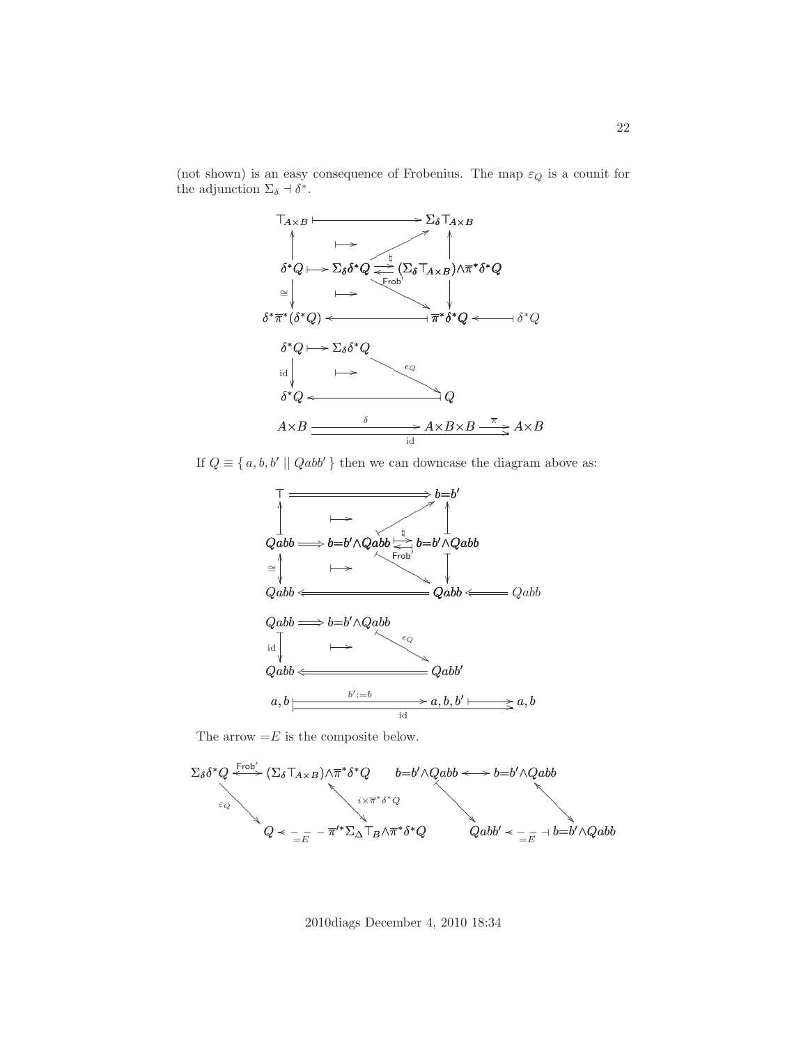(not shown) is an easy consequence of Frobenius. The map $\varepsilon_Q$ is a counit for the adjunction $\Sigma_\delta \dashv \delta^*$.

$$
\begin{array}{ccccc}
\top_{A\times B} & \longmapsto & & \Sigma_\delta \top_{A\times B} & \\
\uparrow & \longmapsto & \nearrow & \uparrow & \\
\delta^* Q & \longmapsto \Sigma_\delta \delta^* Q & \overset{\natural}{\underset{\mathsf{Frob}'}{\rightleftarrows}} & (\Sigma_\delta \top_{A\times B}) \wedge \overline{\pi}^* \delta^* Q & \\
\cong \downarrow & \longmapsto & \searrow & \downarrow & \\
\delta^* \overline{\pi}^* (\delta^* Q) & \longleftarrow & & \overline{\pi}^* \delta^* Q & \longleftarrow \delta^* Q
\end{array}
$$

$$
\begin{array}{ccc}
\delta^* Q \longmapsto \Sigma_\delta \delta^* Q & & \\
\mathrm{id} \downarrow \quad \longmapsto & \searrow^{\epsilon_Q} & \\
\delta^* Q & \longleftarrow & Q
\end{array}
$$

$$
A\times B \xrightarrow{\ \delta\ } A\times B\times B \xrightarrow{\ \overline{\pi}\ } A\times B, \qquad A\times B \xrightarrow{\ \mathrm{id}\ } A\times B
$$

If $Q \equiv \{\, a, b, b' \mid\mid Qabb' \,\}$ then we can downcase the diagram above as:

$$
\begin{array}{ccccc}
\top & \Longrightarrow & & b{=}b' & \\
\uparrow & \longmapsto & \nearrow & \uparrow & \\
Qabb & \Longrightarrow b{=}b' \wedge Qabb & \overset{\natural}{\underset{\mathsf{Frob}'}{\rightleftarrows}} & b{=}b' \wedge Qabb & \\
\cong \updownarrow & \longmapsto & \searrow & \downarrow & \\
Qabb & \Longleftarrow & & Qabb & \Longleftarrow Qabb
\end{array}
$$

$$
\begin{array}{ccc}
Qabb \Longrightarrow b{=}b' \wedge Qabb & & \\
\mathrm{id} \downarrow \quad \longmapsto & \searrow^{\epsilon_Q} & \\
Qabb & \Longleftarrow & Qabb'
\end{array}
$$

$$
a, b \xrightarrow{\ b' := b\ } a, b, b' \longmapsto a, b, \qquad a, b \xrightarrow{\ \mathrm{id}\ } a, b
$$

The arrow $=E$ is the composite below.

$$
\begin{array}{ccc}
\Sigma_\delta \delta^* Q & \overset{\mathsf{Frob}'}{\longleftrightarrow} & (\Sigma_\delta \top_{A\times B}) \wedge \overline{\pi}^* \delta^* Q \\
& \searrow^{\varepsilon_Q} \qquad \nwarrow \searrow^{i\times \overline{\pi}^* \delta^* Q} & \\
Q & \underset{=E}{\longleftarrow} & \overline{\pi}'^* \Sigma_\Delta \top_B \wedge \overline{\pi}^* \delta^* Q
\end{array}
\qquad
\begin{array}{ccc}
b{=}b' \wedge Qabb & \longleftrightarrow & b{=}b' \wedge Qabb \\
& \searrow \qquad \nwarrow\searrow & \\
Qabb' & \underset{=E}{\longleftarrow} & b{=}b' \wedge Qabb
\end{array}
$$

2010diags December 4, 2010 18:34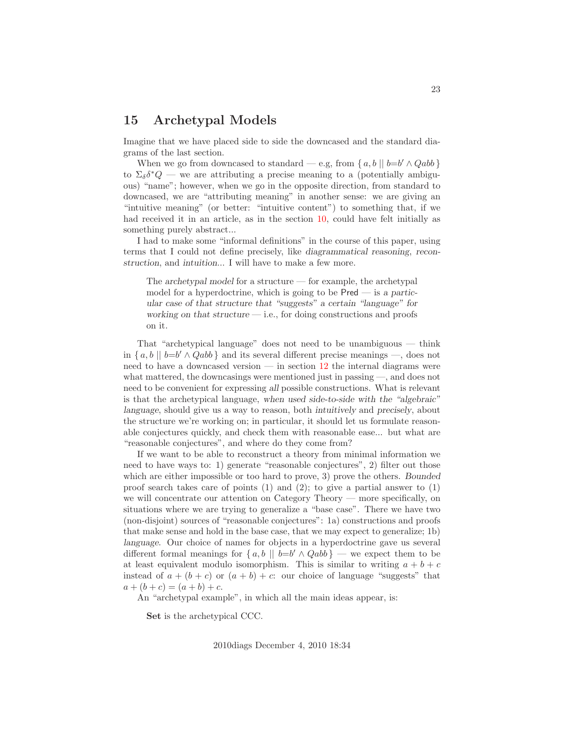## 15 Archetypal Models

Imagine that we have placed side to side the downcased and the standard diagrams of the last section.

When we go from downcased to standard — e.g, from $\{\, a, b \mid\mid b{=}b' \wedge Qabb \,\}$ to $\Sigma_\delta \delta^* Q$ — we are attributing a precise meaning to a (potentially ambiguous) "name"; however, when we go in the opposite direction, from standard to downcased, we are "attributing meaning" in another sense: we are giving an "intuitive meaning" (or better: "intuitive content") to something that, if we had received it in an article, as in the section 10, could have felt initially as something purely abstract...

I had to make some "informal definitions" in the course of this paper, using terms that I could not define precisely, like *diagrammatical reasoning*, *reconstruction*, and *intuition*... I will have to make a few more.

> The *archetypal model* for a structure — for example, the archetypal model for a hyperdoctrine, which is going to be Pred — is *a particular case of that structure that "suggests" a certain "language" for working on that structure* — i.e., for doing constructions and proofs on it.

That "archetypical language" does not need to be unambiguous — think in $\{\, a, b \mid\mid b{=}b' \wedge Qabb \,\}$ and its several different precise meanings —, does not need to have a downcased version — in section 12 the internal diagrams were what mattered, the downcasings were mentioned just in passing —, and does not need to be convenient for expressing *all* possible constructions. What is relevant is that the archetypical language, *when used side-to-side with the "algebraic" language*, should give us a way to reason, both *intuitively* and *precisely*, about the structure we're working on; in particular, it should let us formulate reasonable conjectures quickly, and check them with reasonable ease... but what are "reasonable conjectures", and where do they come from?

If we want to be able to reconstruct a theory from minimal information we need to have ways to: 1) generate "reasonable conjectures", 2) filter out those which are either impossible or too hard to prove, 3) prove the others. *Bounded* proof search takes care of points (1) and (2); to give a partial answer to (1) we will concentrate our attention on Category Theory — more specifically, on situations where we are trying to generalize a "base case". There we have two (non-disjoint) sources of "reasonable conjectures": 1a) constructions and proofs that make sense and hold in the base case, that we may expect to generalize; 1b) *language*. Our choice of names for objects in a hyperdoctrine gave us several different formal meanings for $\{\, a, b \mid\mid b{=}b' \wedge Qabb \,\}$ — we expect them to be at least equivalent modulo isomorphism. This is similar to writing $a + b + c$ instead of $a + (b + c)$ or $(a + b) + c$: our choice of language "suggests" that $a + (b + c) = (a + b) + c$.

An "archetypal example", in which all the main ideas appear, is:

> **Set** is the archetypical CCC.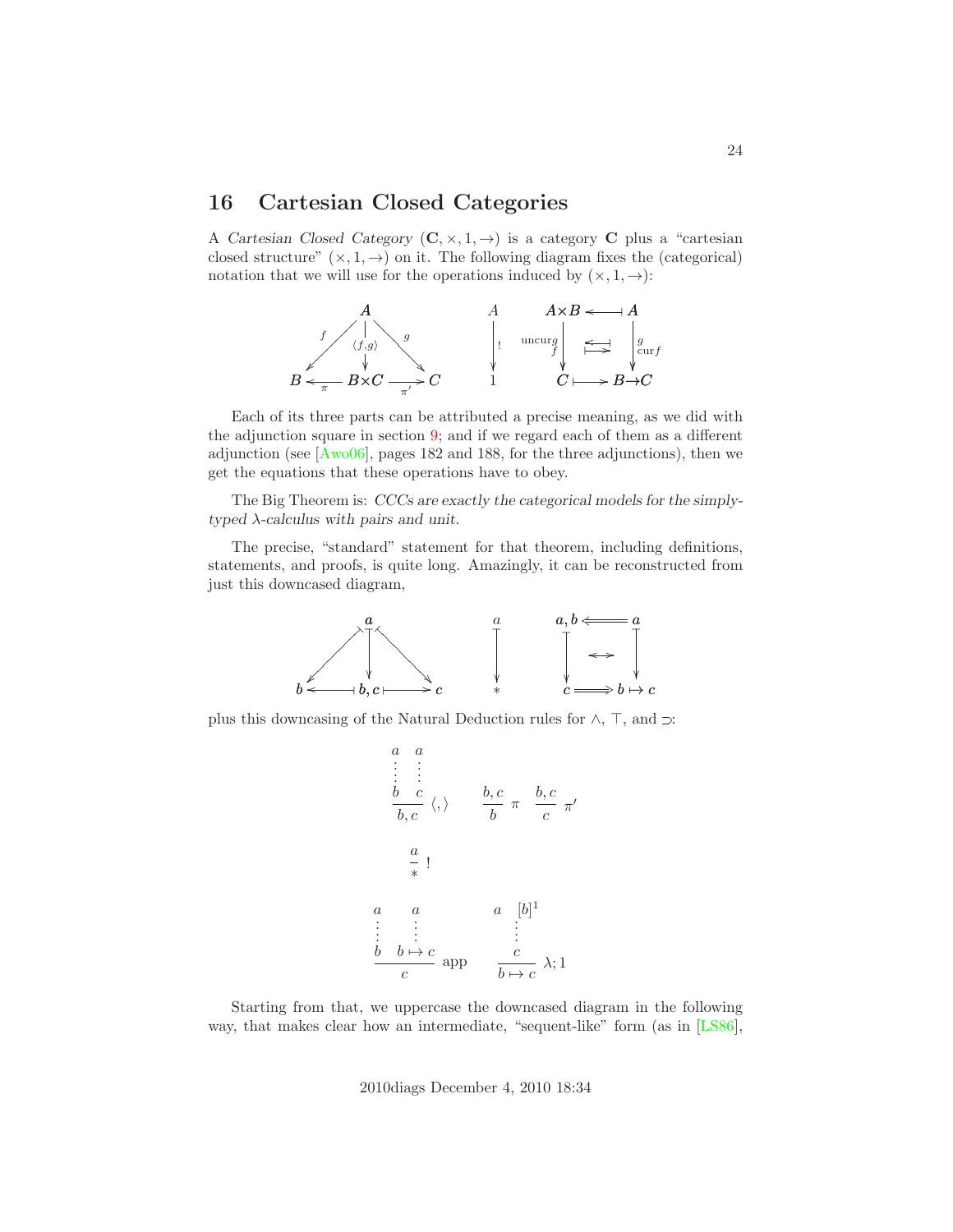## 16 Cartesian Closed Categories

A *Cartesian Closed Category* $(\mathbf{C}, \times, 1, \to)$ is a category $\mathbf{C}$ plus a "cartesian closed structure" $(\times, 1, \to)$ on it. The following diagram fixes the (categorical) notation that we will use for the operations induced by $(\times, 1, \to)$:

$$
\begin{array}{ccccc}
 & & A & & \\
 & \swarrow^{f} & \downarrow{\scriptstyle \langle f,g\rangle} & \searrow^{g} & \\
B & \xleftarrow{\pi} & B{\times}C & \xrightarrow{\pi'} & C
\end{array}
\qquad
\begin{array}{c}
A \\
\downarrow{\scriptstyle !} \\
1
\end{array}
\qquad
\begin{array}{ccc}
A{\times}B & \longleftarrow\!\!\dashv & A \\
{\scriptstyle \mathrm{uncur}g}\downarrow{\scriptstyle f} & \leftrightarrows & \downarrow{\scriptstyle g}\,{\scriptstyle \mathrm{cur}f} \\
C & \longmapsto & B{\to}C
\end{array}
$$

Each of its three parts can be attributed a precise meaning, as we did with the adjunction square in section 9; and if we regard each of them as a different adjunction (see [Awo06], pages 182 and 188, for the three adjunctions), then we get the equations that these operations have to obey.

The Big Theorem is: *CCCs are exactly the categorical models for the simply-typed $\lambda$-calculus with pairs and unit.*

The precise, "standard" statement for that theorem, including definitions, statements, and proofs, is quite long. Amazingly, it can be reconstructed from just this downcased diagram,

$$
\begin{array}{ccccc}
 & & a & & \\
 & \swarrow & \downarrow & \searrow & \\
b & \longleftarrow\!\!\dashv & b, c & \longmapsto & c
\end{array}
\qquad
\begin{array}{c}
a \\
\downarrow \\
*
\end{array}
\qquad
\begin{array}{ccc}
a, b & \Longleftarrow & a \\
\downarrow & \leftrightarrow & \downarrow \\
c & \Longrightarrow & b \mapsto c
\end{array}
$$

plus this downcasing of the Natural Deduction rules for $\wedge$, $\top$, and $\supset$:

$$
\dfrac{\begin{array}{cc} a & a \\ \vdots & \vdots \\ b & c \end{array}}{b, c}\ \langle,\rangle
\qquad
\dfrac{b, c}{b}\ \pi
\quad
\dfrac{b, c}{c}\ \pi'
$$

$$
\dfrac{a}{*}\ !
$$

$$
\dfrac{\begin{array}{cc} a & a \\ \vdots & \vdots \\ b & b \mapsto c \end{array}}{c}\ \mathrm{app}
\qquad
\dfrac{\begin{array}{cc} a & [b]^1 \\ & \vdots \\ & c \end{array}}{b \mapsto c}\ \lambda;1
$$

Starting from that, we uppercase the downcased diagram in the following way, that makes clear how an intermediate, "sequent-like" form (as in [LS86],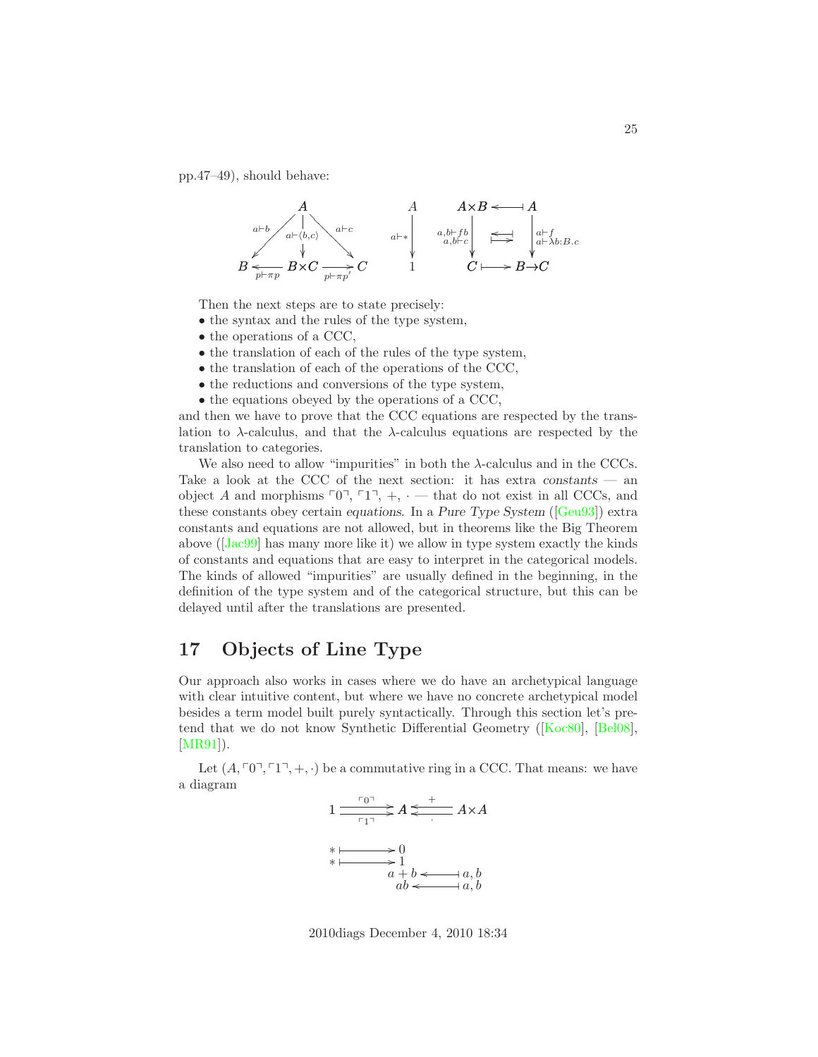pp.47–49), should behave:

$$
\begin{array}{ccccc}
 & & A & & \\
 & {\scriptstyle a\vdash b}\swarrow & \downarrow{\scriptstyle a\vdash\langle b,c\rangle} & \searrow{\scriptstyle a\vdash c} & \\
B & \xleftarrow[p\vdash \pi p]{} & B{\times}C & \xrightarrow[p\vdash \pi p']{} & C
\end{array}
\qquad
\begin{array}{c}
A \\
\downarrow{\scriptstyle a\vdash *} \\
1
\end{array}
\qquad
\begin{array}{ccc}
A{\times}B & \longleftarrow\!\shortmid & A \\
{\scriptstyle a,b\vdash fb \atop a,b\vdash c}\downarrow & \leftrightarrows & \downarrow{\scriptstyle a\vdash f \atop a\vdash \lambda b{:}B.c} \\
C & \longmapsto & B{\to}C
\end{array}
$$

Then the next steps are to state precisely:

- the syntax and the rules of the type system,
- the operations of a CCC,
- the translation of each of the rules of the type system,
- the translation of each of the operations of the CCC,
- the reductions and conversions of the type system,
- the equations obeyed by the operations of a CCC,

and then we have to prove that the CCC equations are respected by the translation to $\lambda$-calculus, and that the $\lambda$-calculus equations are respected by the translation to categories.

We also need to allow "impurities" in both the $\lambda$-calculus and in the CCCs. Take a look at the CCC of the next section: it has extra *constants* — an object $A$ and morphisms $\ulcorner 0 \urcorner$, $\ulcorner 1 \urcorner$, $+$, $\cdot$ — that do not exist in all CCCs, and these constants obey certain *equations*. In a *Pure Type System* ([Geu93]) extra constants and equations are not allowed, but in theorems like the Big Theorem above ([Jac99] has many more like it) we allow in type system exactly the kinds of constants and equations that are easy to interpret in the categorical models. The kinds of allowed "impurities" are usually defined in the beginning, in the definition of the type system and of the categorical structure, but this can be delayed until after the translations are presented.

# 17 Objects of Line Type

Our approach also works in cases where we do have an archetypical language with clear intuitive content, but where we have no concrete archetypical model besides a term model built purely syntactically. Through this section let's pretend that we do not know Synthetic Differential Geometry ([Koc80], [Bel08], [MR91]).

Let $(A, \ulcorner 0 \urcorner, \ulcorner 1 \urcorner, +, \cdot)$ be a commutative ring in a CCC. That means: we have a diagram

$$
1 \underset{\ulcorner 1 \urcorner}{\overset{\ulcorner 0 \urcorner}{\rightrightarrows}} A \underset{\cdot}{\overset{+}{\leftleftarrows}} A{\times}A
$$

$$
\begin{array}{rcl}
* & \longmapsto & 0 \\
* & \longmapsto & 1 \\
 & & a+b \longleftarrow\!\shortmid a,b \\
 & & ab \longleftarrow\!\shortmid a,b
\end{array}
$$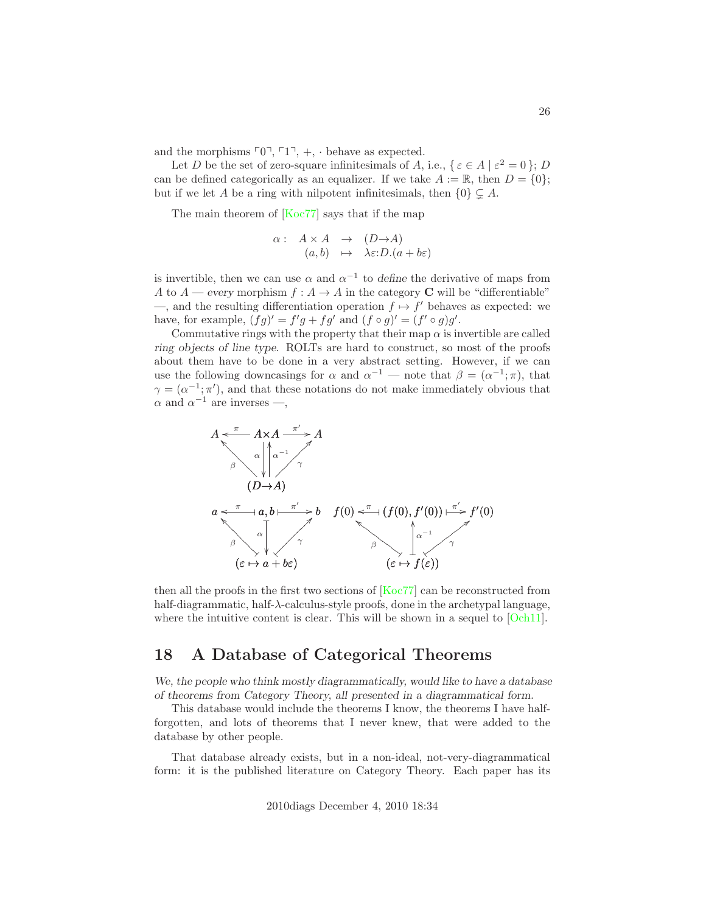and the morphisms $\ulcorner 0 \urcorner$, $\ulcorner 1 \urcorner$, $+$, $\cdot$ behave as expected.

Let $D$ be the set of zero-square infinitesimals of $A$, i.e., $\{\, \varepsilon \in A \mid \varepsilon^2 = 0 \,\}$; $D$ can be defined categorically as an equalizer. If we take $A := \mathbb{R}$, then $D = \{0\}$; but if we let $A$ be a ring with nilpotent infinitesimals, then $\{0\} \subsetneq A$.

The main theorem of [Koc77] says that if the map

$$\begin{array}{rccc} \alpha : & A \times A & \to & (D \to A) \\ & (a, b) & \mapsto & \lambda \varepsilon{:}D.(a + b\varepsilon) \end{array}$$

is invertible, then we can use $\alpha$ and $\alpha^{-1}$ to *define* the derivative of maps from $A$ to $A$ — *every* morphism $f : A \to A$ in the category $\mathbf{C}$ will be "differentiable" —, and the resulting differentiation operation $f \mapsto f'$ behaves as expected: we have, for example, $(fg)' = f'g + fg'$ and $(f \circ g)' = (f' \circ g)g'$.

Commutative rings with the property that their map $\alpha$ is invertible are called *ring objects of line type*. ROLTs are hard to construct, so most of the proofs about them have to be done in a very abstract setting. However, if we can use the following downcasings for $\alpha$ and $\alpha^{-1}$ — note that $\beta = (\alpha^{-1}; \pi)$, that $\gamma = (\alpha^{-1}; \pi')$, and that these notations do not make immediately obvious that $\alpha$ and $\alpha^{-1}$ are inverses —,

$$\begin{array}{ccccc} A & \xleftarrow{\pi} & A \times A & \xrightarrow{\pi'} & A \\ & {\scriptstyle\beta}\nwarrow & \alpha \downarrow \uparrow \alpha^{-1} & \nearrow{\scriptstyle\gamma} & \\ & & (D \to A) & & \end{array}$$

$$\begin{array}{ccccc} a & \xleftarrow{\pi} & a, b & \xrightarrow{\pi'} & b \\ & {\scriptstyle\beta}\nwarrow & \downarrow \alpha & \nearrow{\scriptstyle\gamma} & \\ & & (\varepsilon \mapsto a + b\varepsilon) & & \end{array} \qquad \begin{array}{ccccc} f(0) & \xleftarrow{\pi} & (f(0), f'(0)) & \xrightarrow{\pi'} & f'(0) \\ & {\scriptstyle\beta}\nwarrow & \uparrow \alpha^{-1} & \nearrow{\scriptstyle\gamma} & \\ & & (\varepsilon \mapsto f(\varepsilon)) & & \end{array}$$

then all the proofs in the first two sections of [Koc77] can be reconstructed from half-diagrammatic, half-$\lambda$-calculus-style proofs, done in the archetypal language, where the intuitive content is clear. This will be shown in a sequel to [Och11].

## 18 A Database of Categorical Theorems

*We, the people who think mostly diagrammatically, would like to have a database of theorems from Category Theory, all presented in a diagrammatical form.*

This database would include the theorems I know, the theorems I have half-forgotten, and lots of theorems that I never knew, that were added to the database by other people.

That database already exists, but in a non-ideal, not-very-diagrammatical form: it is the published literature on Category Theory. Each paper has its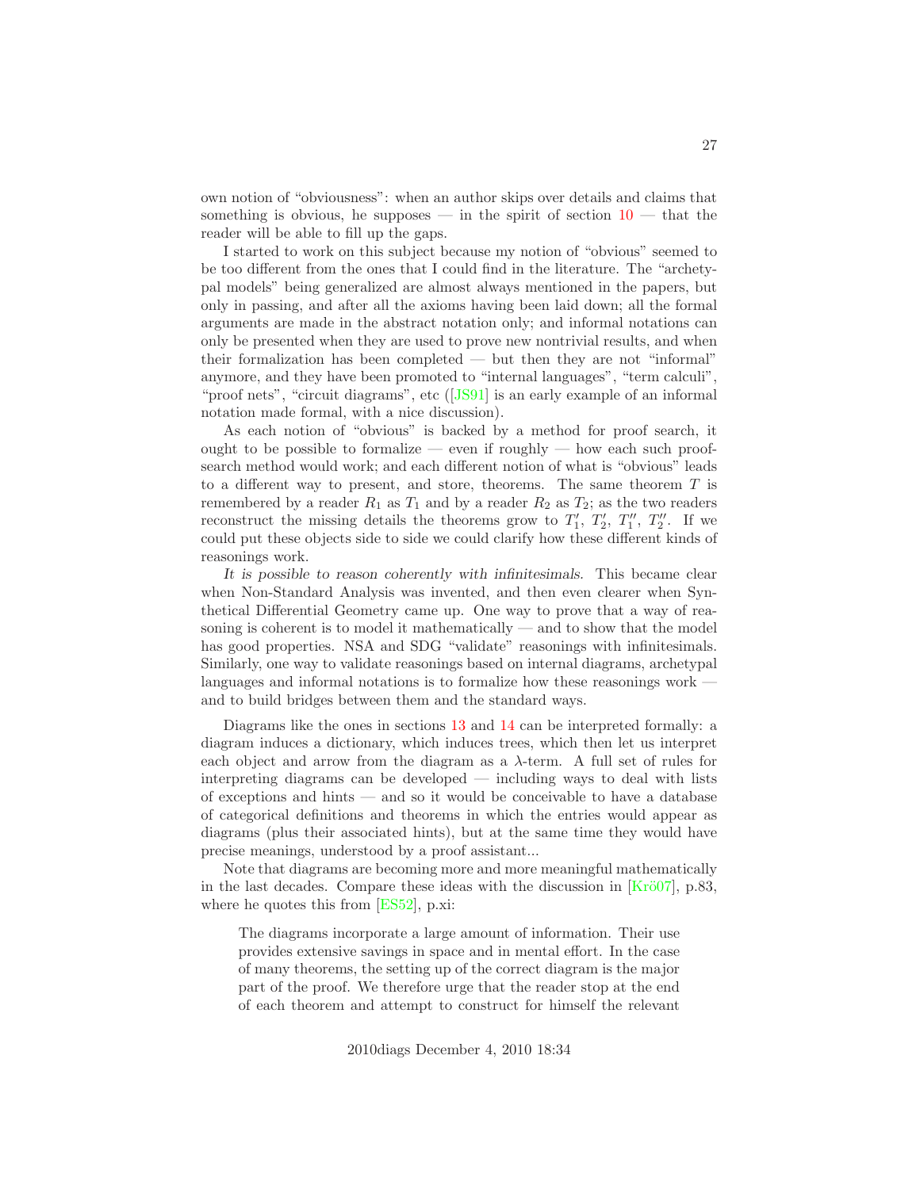own notion of "obviousness": when an author skips over details and claims that something is obvious, he supposes — in the spirit of section 10 — that the reader will be able to fill up the gaps.

I started to work on this subject because my notion of "obvious" seemed to be too different from the ones that I could find in the literature. The "archetypal models" being generalized are almost always mentioned in the papers, but only in passing, and after all the axioms having been laid down; all the formal arguments are made in the abstract notation only; and informal notations can only be presented when they are used to prove new nontrivial results, and when their formalization has been completed — but then they are not "informal" anymore, and they have been promoted to "internal languages", "term calculi", "proof nets", "circuit diagrams", etc ([JS91] is an early example of an informal notation made formal, with a nice discussion).

As each notion of "obvious" is backed by a method for proof search, it ought to be possible to formalize — even if roughly — how each such proof-search method would work; and each different notion of what is "obvious" leads to a different way to present, and store, theorems. The same theorem $T$ is remembered by a reader $R_1$ as $T_1$ and by a reader $R_2$ as $T_2$; as the two readers reconstruct the missing details the theorems grow to $T_1'$, $T_2'$, $T_1''$, $T_2''$. If we could put these objects side to side we could clarify how these different kinds of reasonings work.

*It is possible to reason coherently with infinitesimals.* This became clear when Non-Standard Analysis was invented, and then even clearer when Synthetical Differential Geometry came up. One way to prove that a way of reasoning is coherent is to model it mathematically — and to show that the model has good properties. NSA and SDG "validate" reasonings with infinitesimals. Similarly, one way to validate reasonings based on internal diagrams, archetypal languages and informal notations is to formalize how these reasonings work — and to build bridges between them and the standard ways.

Diagrams like the ones in sections 13 and 14 can be interpreted formally: a diagram induces a dictionary, which induces trees, which then let us interpret each object and arrow from the diagram as a $\lambda$-term. A full set of rules for interpreting diagrams can be developed — including ways to deal with lists of exceptions and hints — and so it would be conceivable to have a database of categorical definitions and theorems in which the entries would appear as diagrams (plus their associated hints), but at the same time they would have precise meanings, understood by a proof assistant...

Note that diagrams are becoming more and more meaningful mathematically in the last decades. Compare these ideas with the discussion in [Krö07], p.83, where he quotes this from [ES52], p.xi:

> The diagrams incorporate a large amount of information. Their use provides extensive savings in space and in mental effort. In the case of many theorems, the setting up of the correct diagram is the major part of the proof. We therefore urge that the reader stop at the end of each theorem and attempt to construct for himself the relevant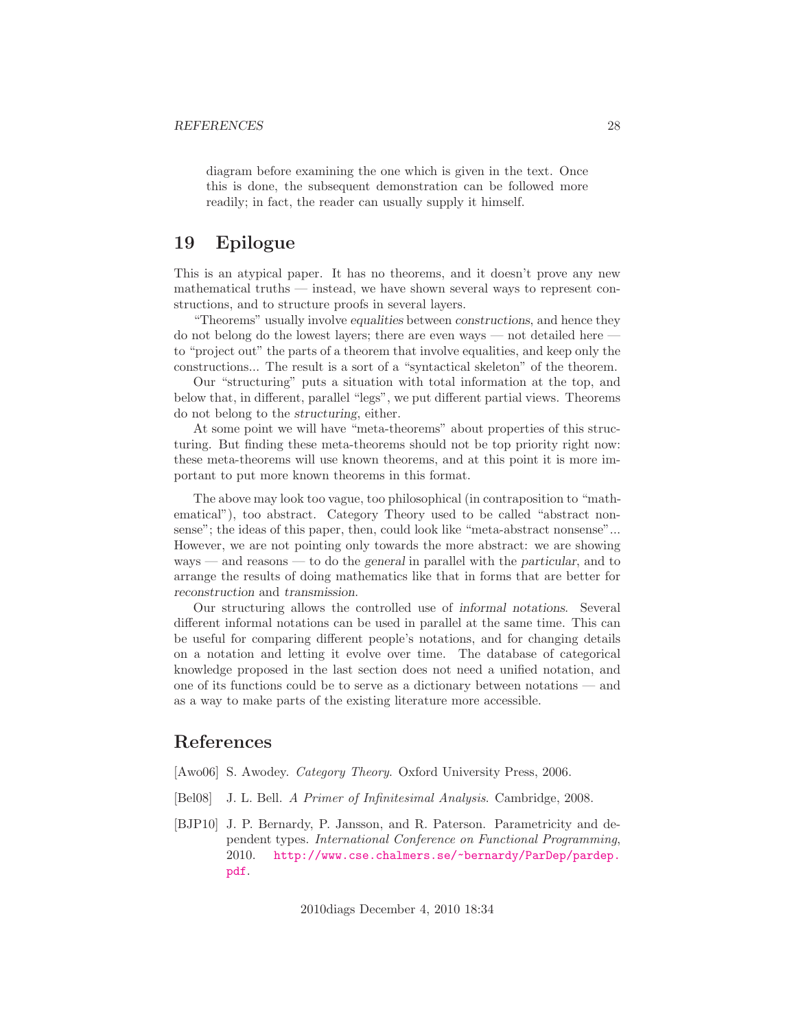diagram before examining the one which is given in the text. Once this is done, the subsequent demonstration can be followed more readily; in fact, the reader can usually supply it himself.

## 19 Epilogue

This is an atypical paper. It has no theorems, and it doesn't prove any new mathematical truths — instead, we have shown several ways to represent constructions, and to structure proofs in several layers.

"Theorems" usually involve *equalities* between *constructions*, and hence they do not belong do the lowest layers; there are even ways — not detailed here — to "project out" the parts of a theorem that involve equalities, and keep only the constructions... The result is a sort of a "syntactical skeleton" of the theorem.

Our "structuring" puts a situation with total information at the top, and below that, in different, parallel "legs", we put different partial views. Theorems do not belong to the *structuring*, either.

At some point we will have "meta-theorems" about properties of this structuring. But finding these meta-theorems should not be top priority right now: these meta-theorems will use known theorems, and at this point it is more important to put more known theorems in this format.

The above may look too vague, too philosophical (in contraposition to "mathematical"), too abstract. Category Theory used to be called "abstract nonsense"; the ideas of this paper, then, could look like "meta-abstract nonsense"... However, we are not pointing only towards the more abstract: we are showing ways — and reasons — to do the *general* in parallel with the *particular*, and to arrange the results of doing mathematics like that in forms that are better for *reconstruction* and *transmission*.

Our structuring allows the controlled use of *informal notations*. Several different informal notations can be used in parallel at the same time. This can be useful for comparing different people's notations, and for changing details on a notation and letting it evolve over time. The database of categorical knowledge proposed in the last section does not need a unified notation, and one of its functions could be to serve as a dictionary between notations — and as a way to make parts of the existing literature more accessible.

## References

[Awo06] S. Awodey. *Category Theory*. Oxford University Press, 2006.

[Bel08] J. L. Bell. *A Primer of Infinitesimal Analysis*. Cambridge, 2008.

[BJP10] J. P. Bernardy, P. Jansson, and R. Paterson. Parametricity and dependent types. *International Conference on Functional Programming*, 2010. http://www.cse.chalmers.se/~bernardy/ParDep/pardep.pdf.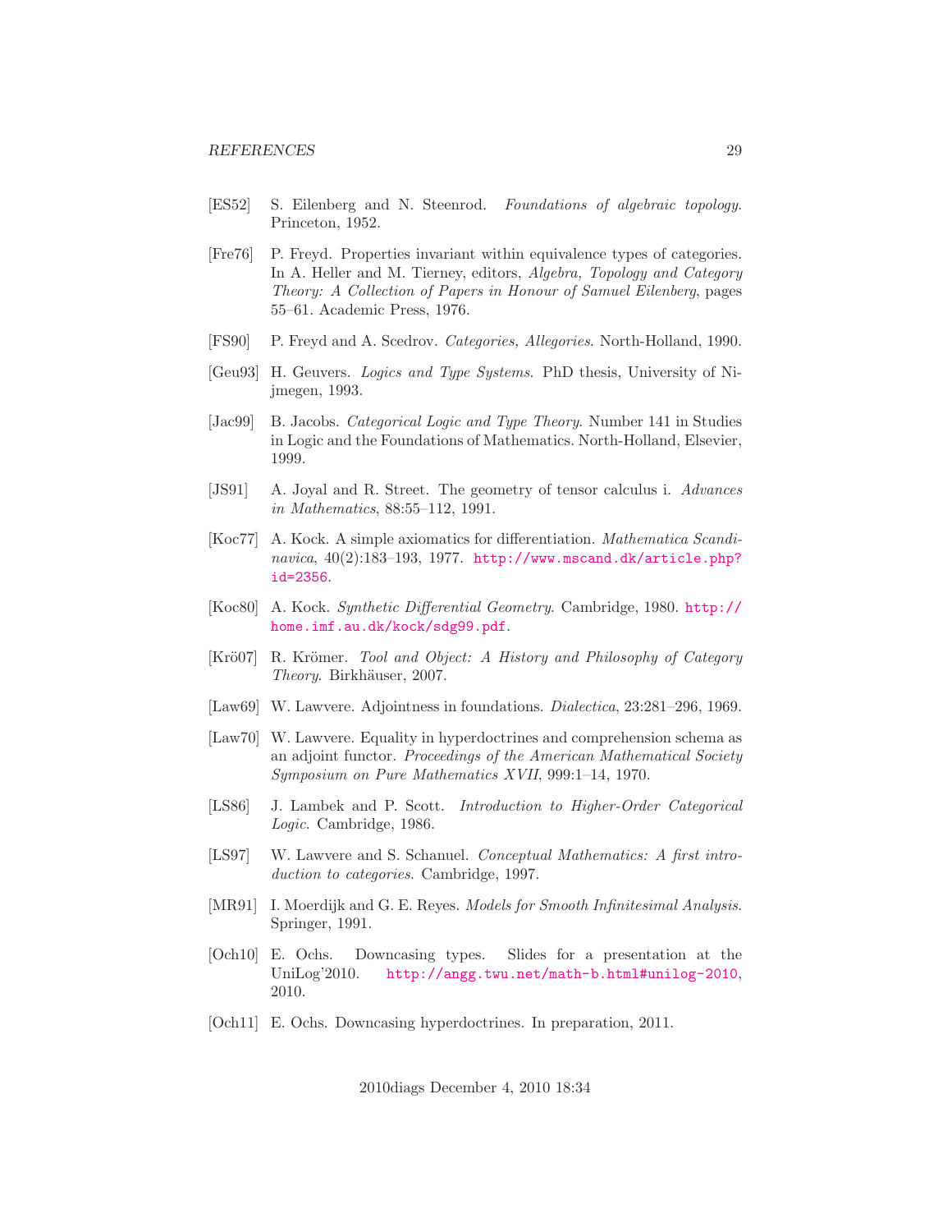[ES52] S. Eilenberg and N. Steenrod. *Foundations of algebraic topology*. Princeton, 1952.

[Fre76] P. Freyd. Properties invariant within equivalence types of categories. In A. Heller and M. Tierney, editors, *Algebra, Topology and Category Theory: A Collection of Papers in Honour of Samuel Eilenberg*, pages 55–61. Academic Press, 1976.

[FS90] P. Freyd and A. Scedrov. *Categories, Allegories*. North-Holland, 1990.

[Geu93] H. Geuvers. *Logics and Type Systems*. PhD thesis, University of Nijmegen, 1993.

[Jac99] B. Jacobs. *Categorical Logic and Type Theory*. Number 141 in Studies in Logic and the Foundations of Mathematics. North-Holland, Elsevier, 1999.

[JS91] A. Joyal and R. Street. The geometry of tensor calculus i. *Advances in Mathematics*, 88:55–112, 1991.

[Koc77] A. Kock. A simple axiomatics for differentiation. *Mathematica Scandinavica*, 40(2):183–193, 1977. http://www.mscand.dk/article.php?id=2356.

[Koc80] A. Kock. *Synthetic Differential Geometry*. Cambridge, 1980. http://home.imf.au.dk/kock/sdg99.pdf.

[Krö07] R. Krömer. *Tool and Object: A History and Philosophy of Category Theory*. Birkhäuser, 2007.

[Law69] W. Lawvere. Adjointness in foundations. *Dialectica*, 23:281–296, 1969.

[Law70] W. Lawvere. Equality in hyperdoctrines and comprehension schema as an adjoint functor. *Proceedings of the American Mathematical Society Symposium on Pure Mathematics XVII*, 999:1–14, 1970.

[LS86] J. Lambek and P. Scott. *Introduction to Higher-Order Categorical Logic*. Cambridge, 1986.

[LS97] W. Lawvere and S. Schanuel. *Conceptual Mathematics: A first introduction to categories*. Cambridge, 1997.

[MR91] I. Moerdijk and G. E. Reyes. *Models for Smooth Infinitesimal Analysis*. Springer, 1991.

[Och10] E. Ochs. Downcasing types. Slides for a presentation at the UniLog'2010. http://angg.twu.net/math-b.html#unilog-2010, 2010.

[Och11] E. Ochs. Downcasing hyperdoctrines. In preparation, 2011.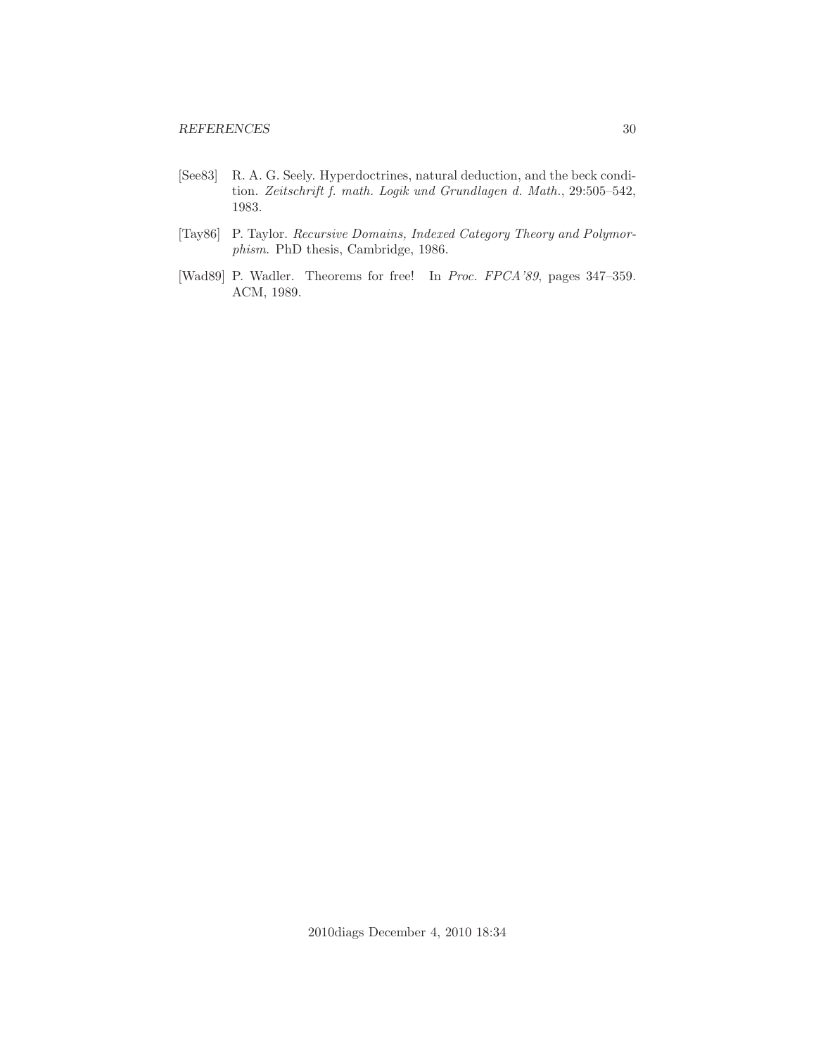[See83] R. A. G. Seely. Hyperdoctrines, natural deduction, and the beck condition. *Zeitschrift f. math. Logik und Grundlagen d. Math.*, 29:505–542, 1983.

[Tay86] P. Taylor. *Recursive Domains, Indexed Category Theory and Polymorphism*. PhD thesis, Cambridge, 1986.

[Wad89] P. Wadler. Theorems for free! In *Proc. FPCA'89*, pages 347–359. ACM, 1989.